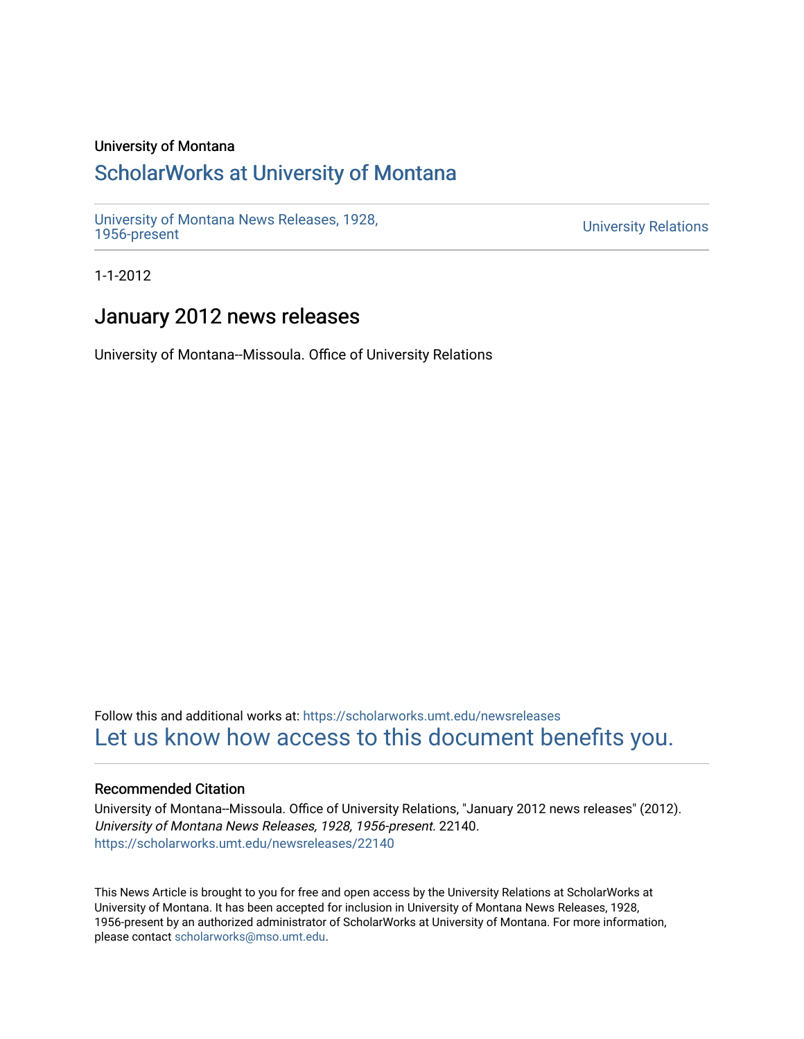University of Montana

# ScholarWorks at University of Montana

University of Montana News Releases, 1928, 1956-present

University Relations

1-1-2012

## January 2012 news releases

University of Montana--Missoula. Office of University Relations

Follow this and additional works at: https://scholarworks.umt.edu/newsreleases

Let us know how access to this document benefits you.

### Recommended Citation

University of Montana--Missoula. Office of University Relations, "January 2012 news releases" (2012). *University of Montana News Releases, 1928, 1956-present*. 22140.
https://scholarworks.umt.edu/newsreleases/22140

This News Article is brought to you for free and open access by the University Relations at ScholarWorks at University of Montana. It has been accepted for inclusion in University of Montana News Releases, 1928, 1956-present by an authorized administrator of ScholarWorks at University of Montana. For more information, please contact scholarworks@mso.umt.edu.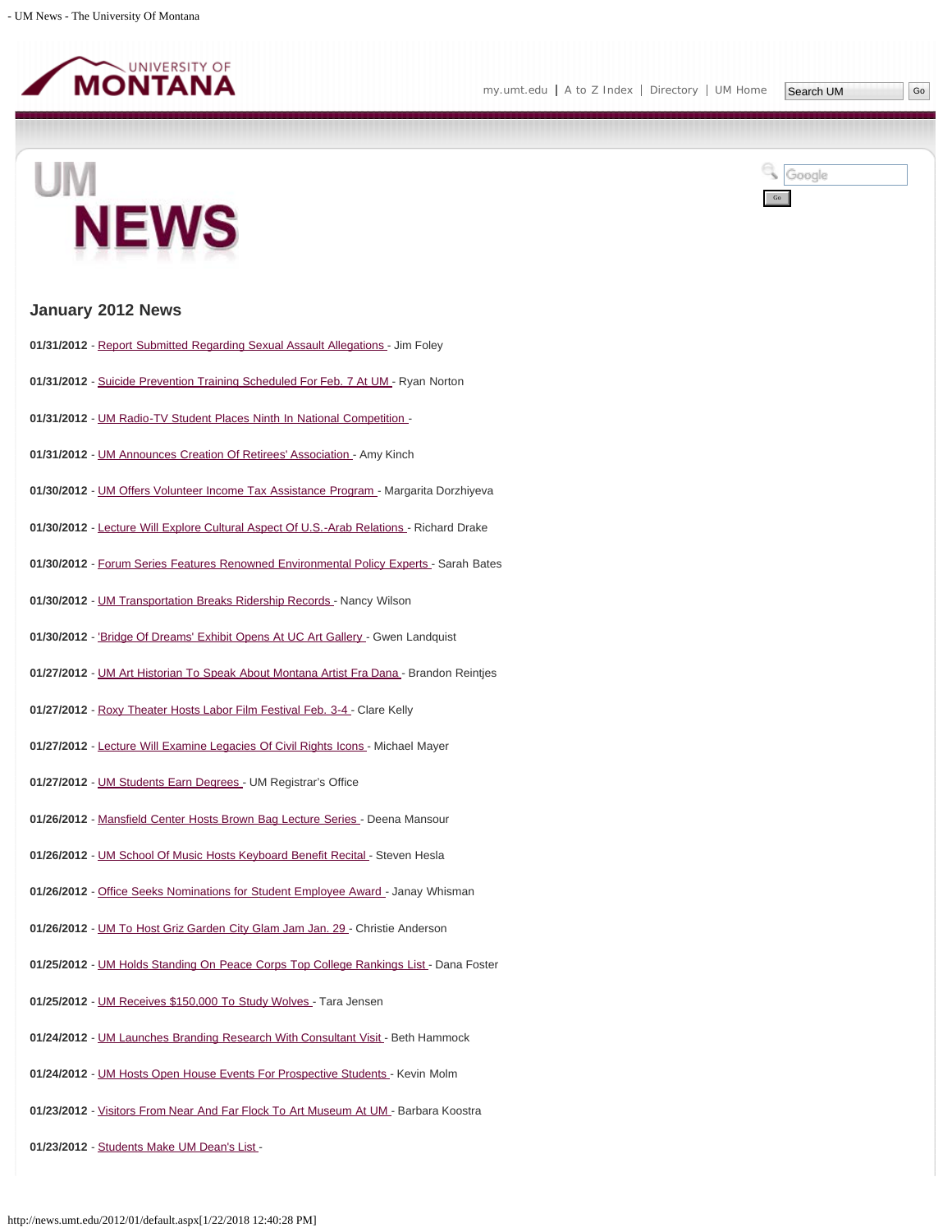## January 2012 News

**01/31/2012** - Report Submitted Regarding Sexual Assault Allegations - Jim Foley

**01/31/2012** - Suicide Prevention Training Scheduled For Feb. 7 At UM - Ryan Norton

**01/31/2012** - UM Radio-TV Student Places Ninth In National Competition -

**01/31/2012** - UM Announces Creation Of Retirees' Association - Amy Kinch

**01/30/2012** - UM Offers Volunteer Income Tax Assistance Program - Margarita Dorzhiyeva

**01/30/2012** - Lecture Will Explore Cultural Aspect Of U.S.-Arab Relations - Richard Drake

**01/30/2012** - Forum Series Features Renowned Environmental Policy Experts - Sarah Bates

**01/30/2012** - UM Transportation Breaks Ridership Records - Nancy Wilson

**01/30/2012** - 'Bridge Of Dreams' Exhibit Opens At UC Art Gallery - Gwen Landquist

**01/27/2012** - UM Art Historian To Speak About Montana Artist Fra Dana - Brandon Reintjes

**01/27/2012** - Roxy Theater Hosts Labor Film Festival Feb. 3-4 - Clare Kelly

**01/27/2012** - Lecture Will Examine Legacies Of Civil Rights Icons - Michael Mayer

**01/27/2012** - UM Students Earn Degrees - UM Registrar's Office

**01/26/2012** - Mansfield Center Hosts Brown Bag Lecture Series - Deena Mansour

**01/26/2012** - UM School Of Music Hosts Keyboard Benefit Recital - Steven Hesla

**01/26/2012** - Office Seeks Nominations for Student Employee Award - Janay Whisman

**01/26/2012** - UM To Host Griz Garden City Glam Jam Jan. 29 - Christie Anderson

**01/25/2012** - UM Holds Standing On Peace Corps Top College Rankings List - Dana Foster

**01/25/2012** - UM Receives $150,000 To Study Wolves - Tara Jensen

**01/24/2012** - UM Launches Branding Research With Consultant Visit - Beth Hammock

**01/24/2012** - UM Hosts Open House Events For Prospective Students - Kevin Molm

**01/23/2012** - Visitors From Near And Far Flock To Art Museum At UM - Barbara Koostra

**01/23/2012** - Students Make UM Dean's List -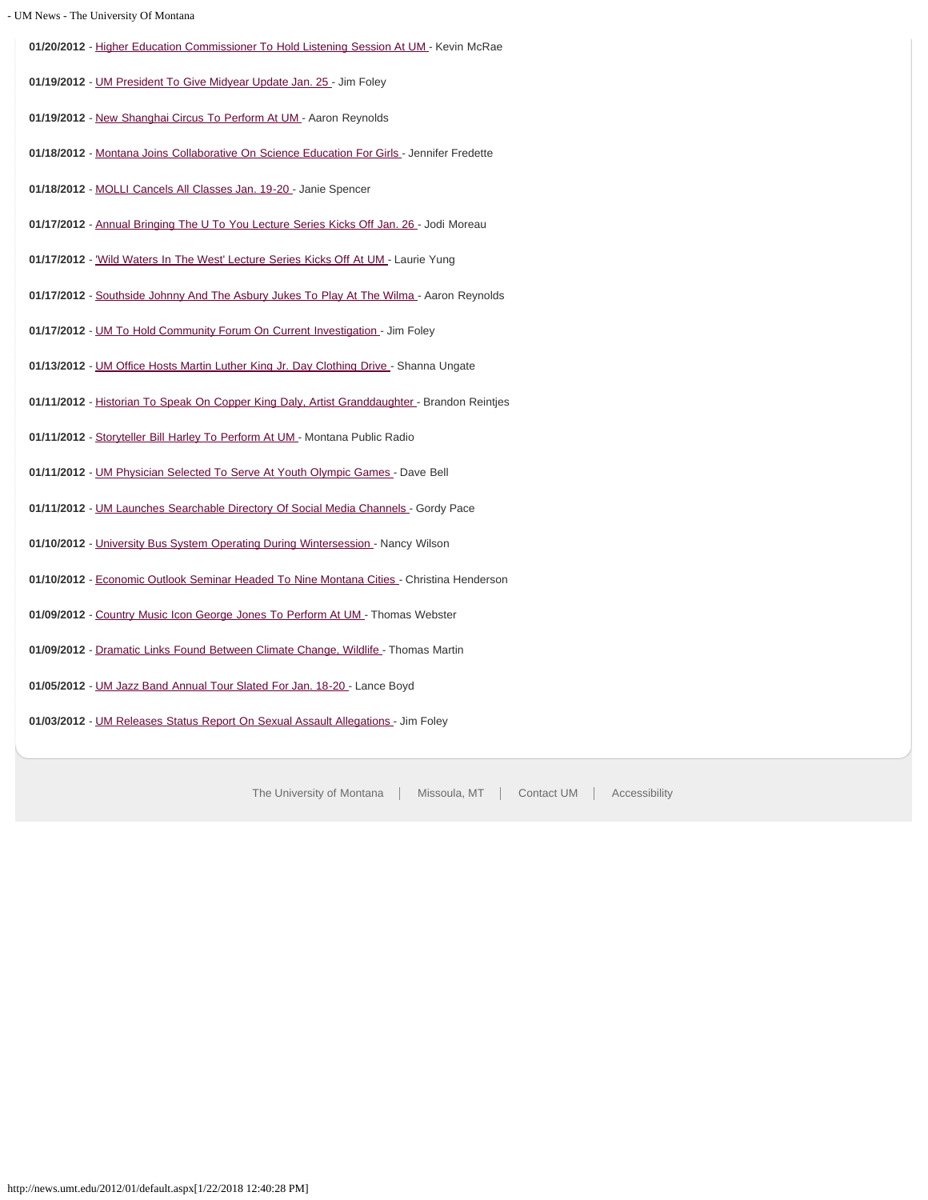**01/20/2012** - Higher Education Commissioner To Hold Listening Session At UM - Kevin McRae

**01/19/2012** - UM President To Give Midyear Update Jan. 25 - Jim Foley

**01/19/2012** - New Shanghai Circus To Perform At UM - Aaron Reynolds

**01/18/2012** - Montana Joins Collaborative On Science Education For Girls - Jennifer Fredette

**01/18/2012** - MOLLI Cancels All Classes Jan. 19-20 - Janie Spencer

**01/17/2012** - Annual Bringing The U To You Lecture Series Kicks Off Jan. 26 - Jodi Moreau

**01/17/2012** - 'Wild Waters In The West' Lecture Series Kicks Off At UM - Laurie Yung

**01/17/2012** - Southside Johnny And The Asbury Jukes To Play At The Wilma - Aaron Reynolds

**01/17/2012** - UM To Hold Community Forum On Current Investigation - Jim Foley

**01/13/2012** - UM Office Hosts Martin Luther King Jr. Day Clothing Drive - Shanna Ungate

**01/11/2012** - Historian To Speak On Copper King Daly, Artist Granddaughter - Brandon Reintjes

**01/11/2012** - Storyteller Bill Harley To Perform At UM - Montana Public Radio

**01/11/2012** - UM Physician Selected To Serve At Youth Olympic Games - Dave Bell

**01/11/2012** - UM Launches Searchable Directory Of Social Media Channels - Gordy Pace

**01/10/2012** - University Bus System Operating During Wintersession - Nancy Wilson

**01/10/2012** - Economic Outlook Seminar Headed To Nine Montana Cities - Christina Henderson

**01/09/2012** - Country Music Icon George Jones To Perform At UM - Thomas Webster

**01/09/2012** - Dramatic Links Found Between Climate Change, Wildlife - Thomas Martin

**01/05/2012** - UM Jazz Band Annual Tour Slated For Jan. 18-20 - Lance Boyd

**01/03/2012** - UM Releases Status Report On Sexual Assault Allegations - Jim Foley

The University of Montana | Missoula, MT | Contact UM | Accessibility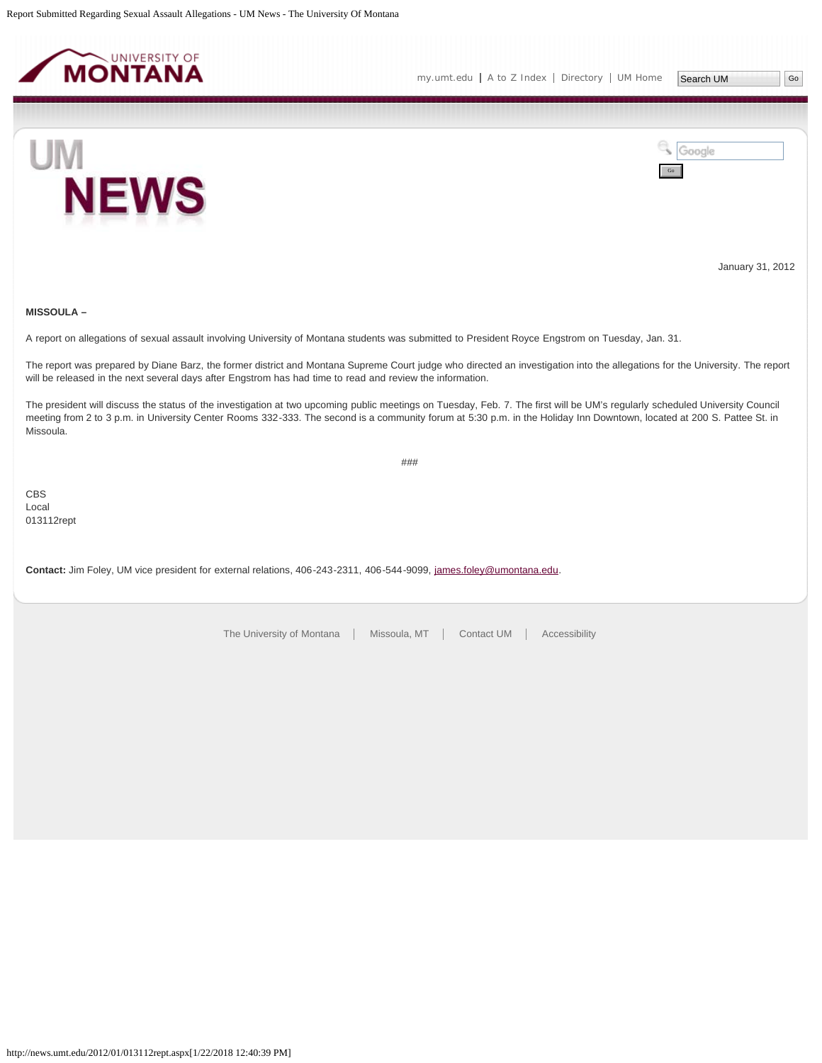January 31, 2012

**MISSOULA –**

A report on allegations of sexual assault involving University of Montana students was submitted to President Royce Engstrom on Tuesday, Jan. 31.

The report was prepared by Diane Barz, the former district and Montana Supreme Court judge who directed an investigation into the allegations for the University. The report will be released in the next several days after Engstrom has had time to read and review the information.

The president will discuss the status of the investigation at two upcoming public meetings on Tuesday, Feb. 7. The first will be UM's regularly scheduled University Council meeting from 2 to 3 p.m. in University Center Rooms 332-333. The second is a community forum at 5:30 p.m. in the Holiday Inn Downtown, located at 200 S. Pattee St. in Missoula.

###

CBS
Local
013112rept

**Contact:** Jim Foley, UM vice president for external relations, 406-243-2311, 406-544-9099, james.foley@umontana.edu.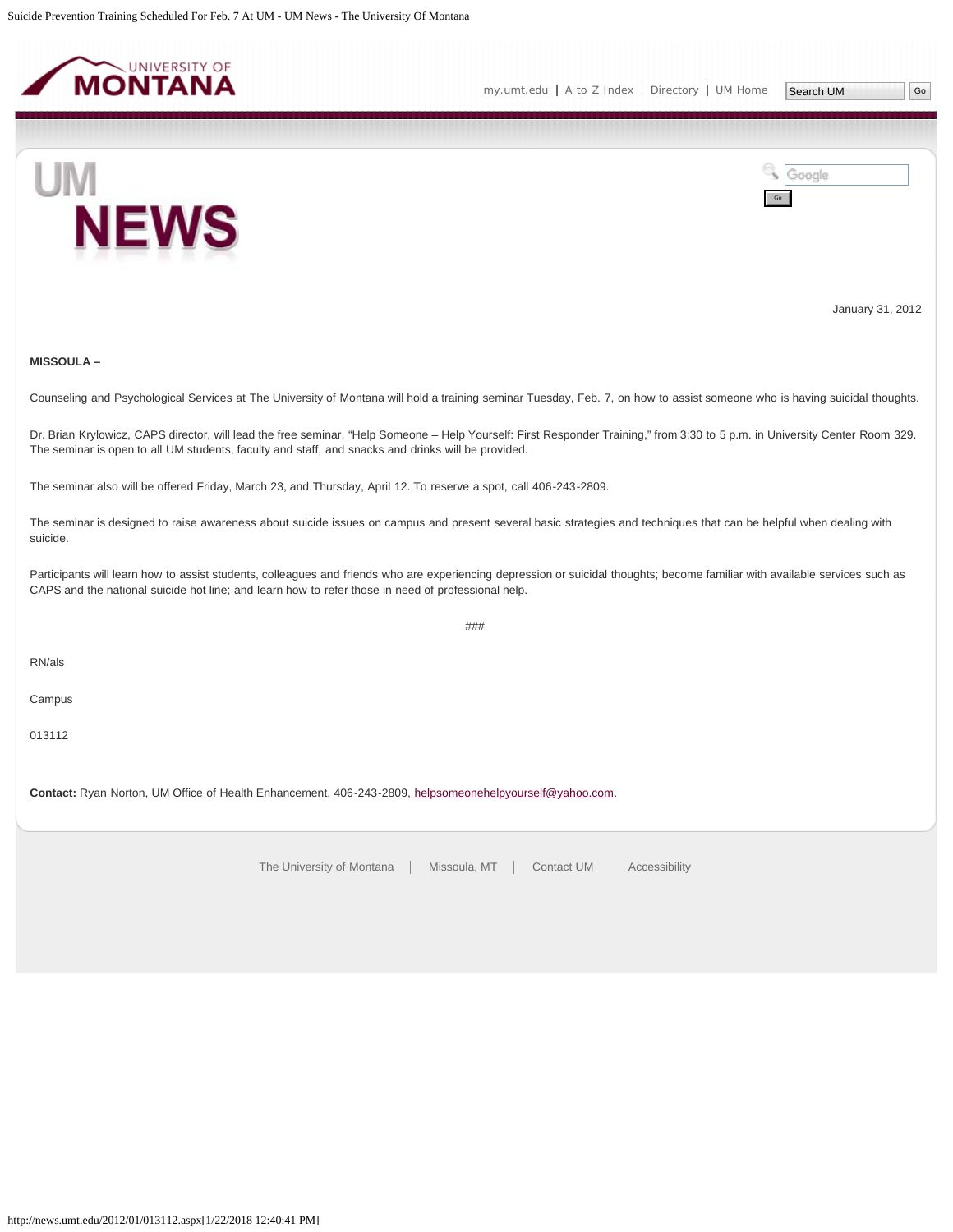January 31, 2012

**MISSOULA –**

Counseling and Psychological Services at The University of Montana will hold a training seminar Tuesday, Feb. 7, on how to assist someone who is having suicidal thoughts.

Dr. Brian Krylowicz, CAPS director, will lead the free seminar, "Help Someone – Help Yourself: First Responder Training," from 3:30 to 5 p.m. in University Center Room 329. The seminar is open to all UM students, faculty and staff, and snacks and drinks will be provided.

The seminar also will be offered Friday, March 23, and Thursday, April 12. To reserve a spot, call 406-243-2809.

The seminar is designed to raise awareness about suicide issues on campus and present several basic strategies and techniques that can be helpful when dealing with suicide.

Participants will learn how to assist students, colleagues and friends who are experiencing depression or suicidal thoughts; become familiar with available services such as CAPS and the national suicide hot line; and learn how to refer those in need of professional help.

###

RN/als

Campus

013112

**Contact:** Ryan Norton, UM Office of Health Enhancement, 406-243-2809, helpsomeonehelpyourself@yahoo.com.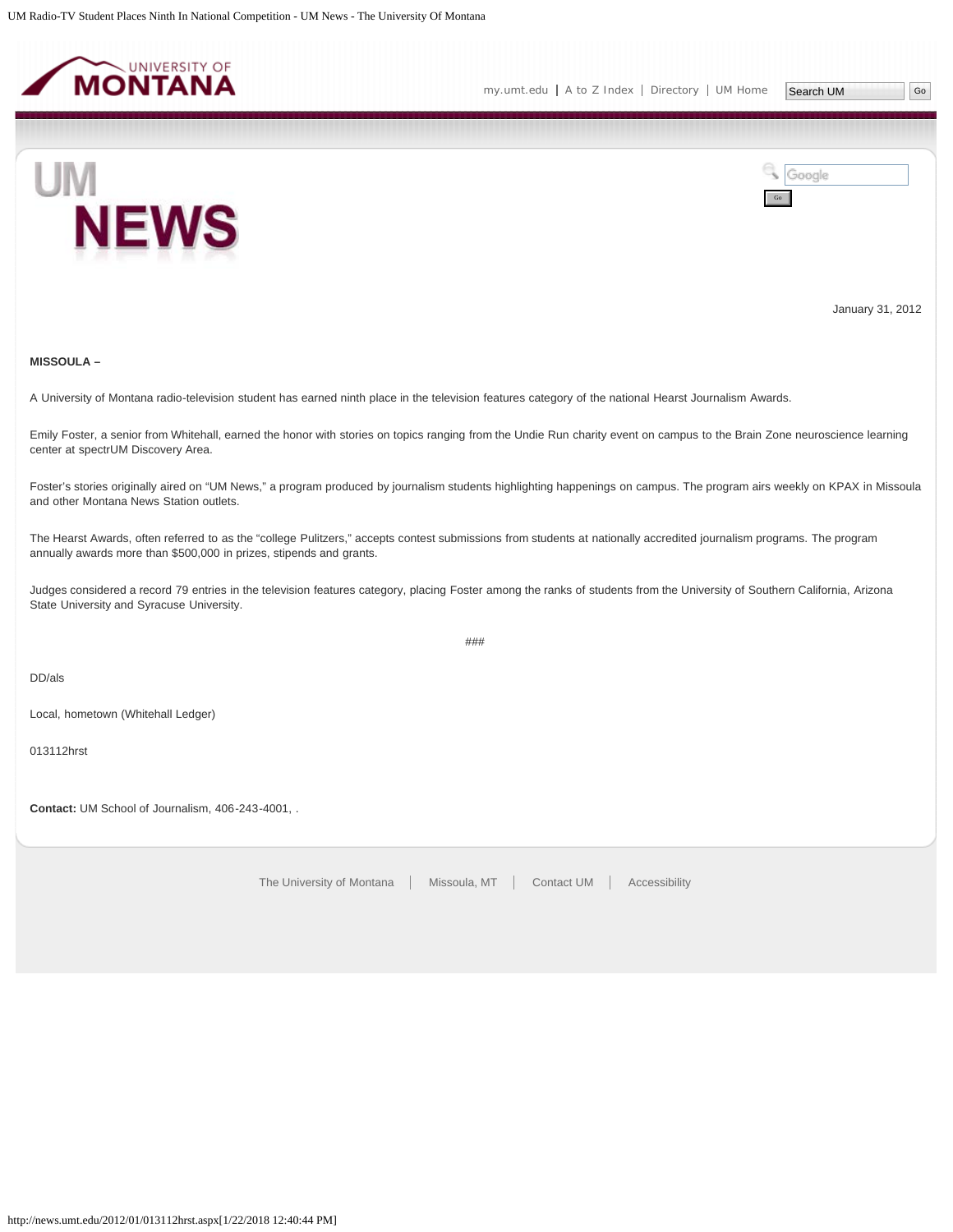January 31, 2012

**MISSOULA –**

A University of Montana radio-television student has earned ninth place in the television features category of the national Hearst Journalism Awards.

Emily Foster, a senior from Whitehall, earned the honor with stories on topics ranging from the Undie Run charity event on campus to the Brain Zone neuroscience learning center at spectrUM Discovery Area.

Foster's stories originally aired on "UM News," a program produced by journalism students highlighting happenings on campus. The program airs weekly on KPAX in Missoula and other Montana News Station outlets.

The Hearst Awards, often referred to as the "college Pulitzers," accepts contest submissions from students at nationally accredited journalism programs. The program annually awards more than $500,000 in prizes, stipends and grants.

Judges considered a record 79 entries in the television features category, placing Foster among the ranks of students from the University of Southern California, Arizona State University and Syracuse University.

###

DD/als

Local, hometown (Whitehall Ledger)

013112hrst

**Contact:** UM School of Journalism, 406-243-4001, .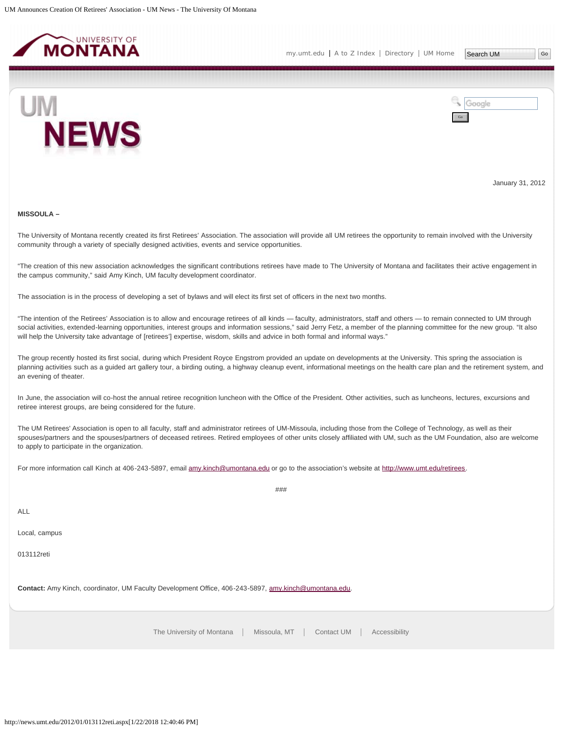January 31, 2012

**MISSOULA –**

The University of Montana recently created its first Retirees' Association. The association will provide all UM retirees the opportunity to remain involved with the University community through a variety of specially designed activities, events and service opportunities.

"The creation of this new association acknowledges the significant contributions retirees have made to The University of Montana and facilitates their active engagement in the campus community," said Amy Kinch, UM faculty development coordinator.

The association is in the process of developing a set of bylaws and will elect its first set of officers in the next two months.

"The intention of the Retirees' Association is to allow and encourage retirees of all kinds — faculty, administrators, staff and others — to remain connected to UM through social activities, extended-learning opportunities, interest groups and information sessions," said Jerry Fetz, a member of the planning committee for the new group. "It also will help the University take advantage of [retirees'] expertise, wisdom, skills and advice in both formal and informal ways."

The group recently hosted its first social, during which President Royce Engstrom provided an update on developments at the University. This spring the association is planning activities such as a guided art gallery tour, a birding outing, a highway cleanup event, informational meetings on the health care plan and the retirement system, and an evening of theater.

In June, the association will co-host the annual retiree recognition luncheon with the Office of the President. Other activities, such as luncheons, lectures, excursions and retiree interest groups, are being considered for the future.

The UM Retirees' Association is open to all faculty, staff and administrator retirees of UM-Missoula, including those from the College of Technology, as well as their spouses/partners and the spouses/partners of deceased retirees. Retired employees of other units closely affiliated with UM, such as the UM Foundation, also are welcome to apply to participate in the organization.

For more information call Kinch at 406-243-5897, email amy.kinch@umontana.edu or go to the association's website at http://www.umt.edu/retirees.

###

ALL

Local, campus

013112reti

**Contact:** Amy Kinch, coordinator, UM Faculty Development Office, 406-243-5897, amy.kinch@umontana.edu.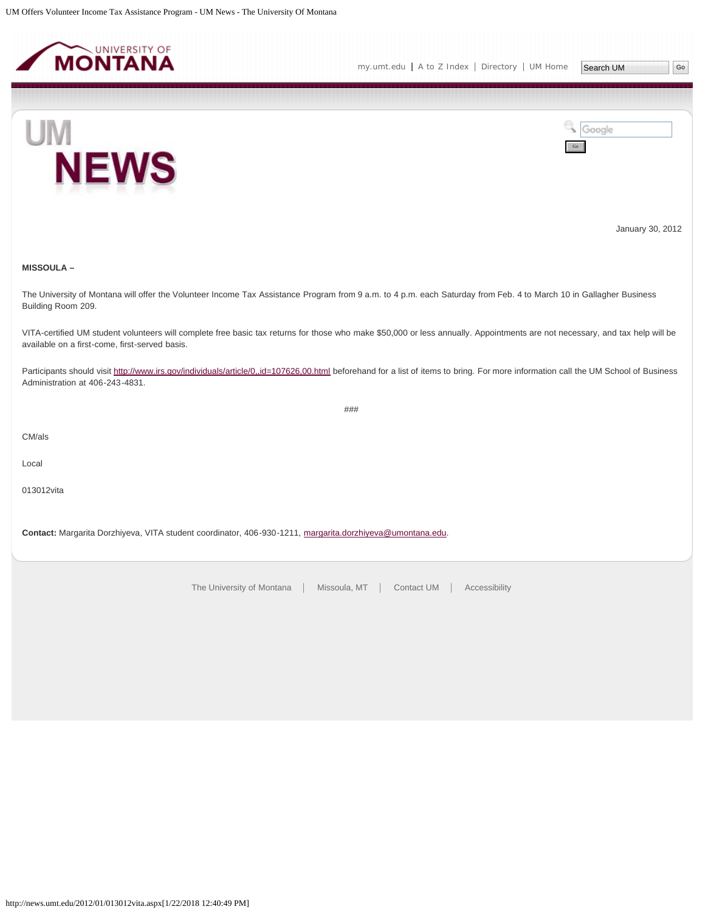January 30, 2012

**MISSOULA –**

The University of Montana will offer the Volunteer Income Tax Assistance Program from 9 a.m. to 4 p.m. each Saturday from Feb. 4 to March 10 in Gallagher Business Building Room 209.

VITA-certified UM student volunteers will complete free basic tax returns for those who make $50,000 or less annually. Appointments are not necessary, and tax help will be available on a first-come, first-served basis.

Participants should visit http://www.irs.gov/individuals/article/0,,id=107626,00.html beforehand for a list of items to bring. For more information call the UM School of Business Administration at 406-243-4831.

###

CM/als

Local

013012vita

**Contact:** Margarita Dorzhiyeva, VITA student coordinator, 406-930-1211, margarita.dorzhiyeva@umontana.edu.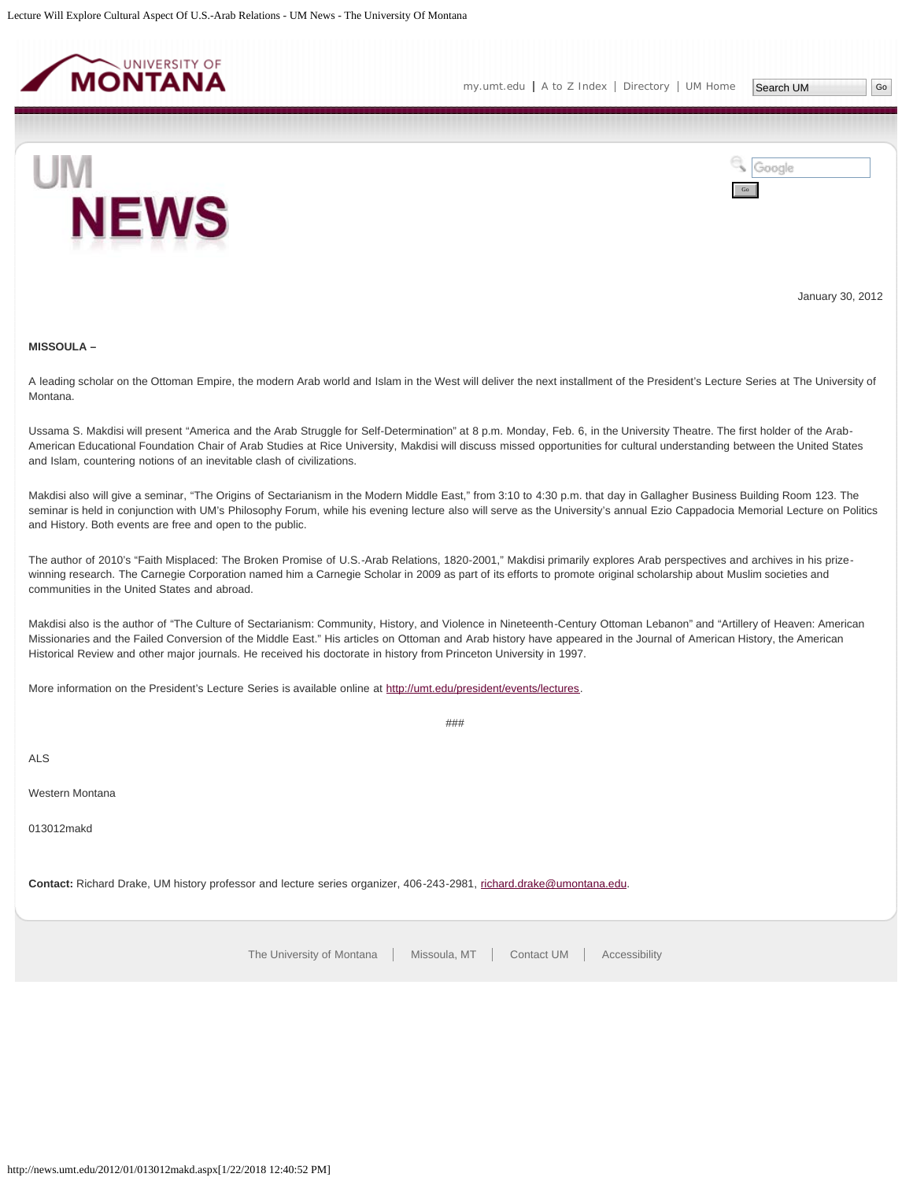January 30, 2012

**MISSOULA –**

A leading scholar on the Ottoman Empire, the modern Arab world and Islam in the West will deliver the next installment of the President's Lecture Series at The University of Montana.

Ussama S. Makdisi will present "America and the Arab Struggle for Self-Determination" at 8 p.m. Monday, Feb. 6, in the University Theatre. The first holder of the Arab-American Educational Foundation Chair of Arab Studies at Rice University, Makdisi will discuss missed opportunities for cultural understanding between the United States and Islam, countering notions of an inevitable clash of civilizations.

Makdisi also will give a seminar, "The Origins of Sectarianism in the Modern Middle East," from 3:10 to 4:30 p.m. that day in Gallagher Business Building Room 123. The seminar is held in conjunction with UM's Philosophy Forum, while his evening lecture also will serve as the University's annual Ezio Cappadocia Memorial Lecture on Politics and History. Both events are free and open to the public.

The author of 2010's "Faith Misplaced: The Broken Promise of U.S.-Arab Relations, 1820-2001," Makdisi primarily explores Arab perspectives and archives in his prize-winning research. The Carnegie Corporation named him a Carnegie Scholar in 2009 as part of its efforts to promote original scholarship about Muslim societies and communities in the United States and abroad.

Makdisi also is the author of "The Culture of Sectarianism: Community, History, and Violence in Nineteenth-Century Ottoman Lebanon" and "Artillery of Heaven: American Missionaries and the Failed Conversion of the Middle East." His articles on Ottoman and Arab history have appeared in the Journal of American History, the American Historical Review and other major journals. He received his doctorate in history from Princeton University in 1997.

More information on the President's Lecture Series is available online at http://umt.edu/president/events/lectures.

###

ALS

Western Montana

013012makd

**Contact:** Richard Drake, UM history professor and lecture series organizer, 406-243-2981, richard.drake@umontana.edu.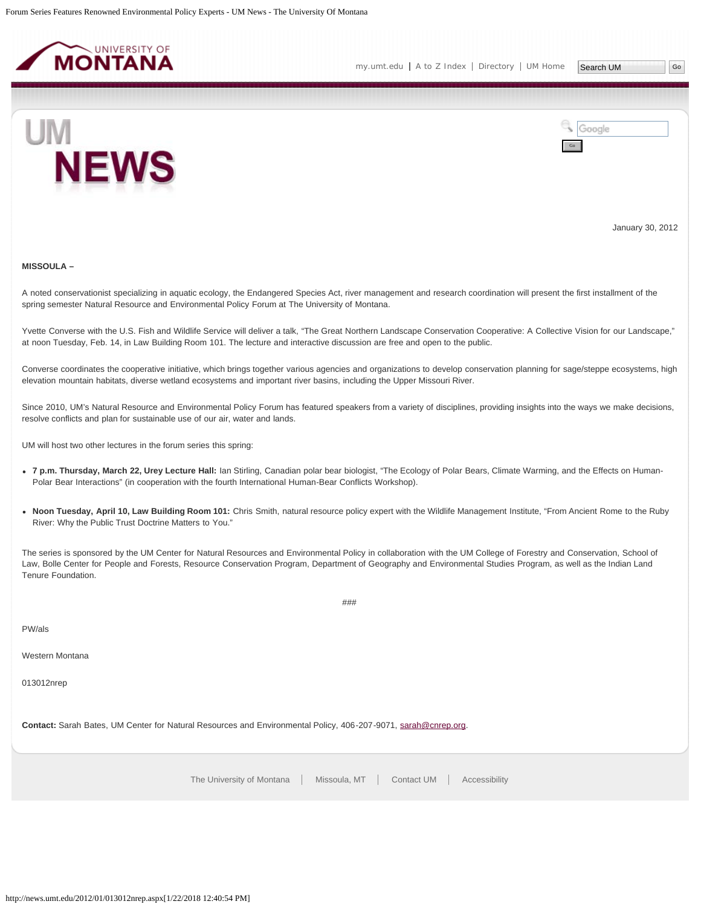January 30, 2012

**MISSOULA –**

A noted conservationist specializing in aquatic ecology, the Endangered Species Act, river management and research coordination will present the first installment of the spring semester Natural Resource and Environmental Policy Forum at The University of Montana.

Yvette Converse with the U.S. Fish and Wildlife Service will deliver a talk, “The Great Northern Landscape Conservation Cooperative: A Collective Vision for our Landscape,” at noon Tuesday, Feb. 14, in Law Building Room 101. The lecture and interactive discussion are free and open to the public.

Converse coordinates the cooperative initiative, which brings together various agencies and organizations to develop conservation planning for sage/steppe ecosystems, high elevation mountain habitats, diverse wetland ecosystems and important river basins, including the Upper Missouri River.

Since 2010, UM’s Natural Resource and Environmental Policy Forum has featured speakers from a variety of disciplines, providing insights into the ways we make decisions, resolve conflicts and plan for sustainable use of our air, water and lands.

UM will host two other lectures in the forum series this spring:

- **7 p.m. Thursday, March 22, Urey Lecture Hall:** Ian Stirling, Canadian polar bear biologist, “The Ecology of Polar Bears, Climate Warming, and the Effects on Human-Polar Bear Interactions” (in cooperation with the fourth International Human-Bear Conflicts Workshop).
- **Noon Tuesday, April 10, Law Building Room 101:** Chris Smith, natural resource policy expert with the Wildlife Management Institute, “From Ancient Rome to the Ruby River: Why the Public Trust Doctrine Matters to You.”

The series is sponsored by the UM Center for Natural Resources and Environmental Policy in collaboration with the UM College of Forestry and Conservation, School of Law, Bolle Center for People and Forests, Resource Conservation Program, Department of Geography and Environmental Studies Program, as well as the Indian Land Tenure Foundation.

###

PW/als

Western Montana

013012nrep

**Contact:** Sarah Bates, UM Center for Natural Resources and Environmental Policy, 406-207-9071, sarah@cnrep.org.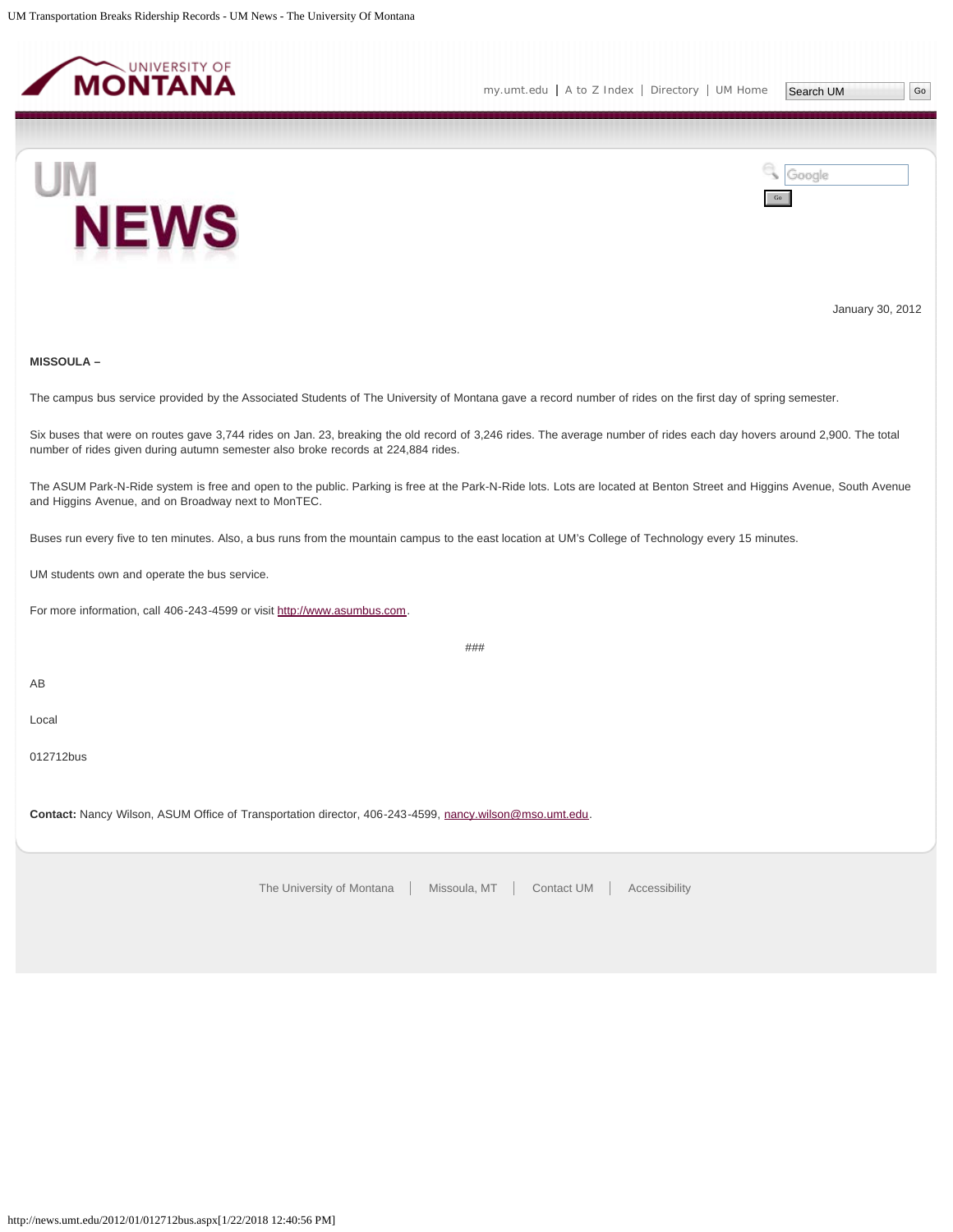January 30, 2012

**MISSOULA –**

The campus bus service provided by the Associated Students of The University of Montana gave a record number of rides on the first day of spring semester.

Six buses that were on routes gave 3,744 rides on Jan. 23, breaking the old record of 3,246 rides. The average number of rides each day hovers around 2,900. The total number of rides given during autumn semester also broke records at 224,884 rides.

The ASUM Park-N-Ride system is free and open to the public. Parking is free at the Park-N-Ride lots. Lots are located at Benton Street and Higgins Avenue, South Avenue and Higgins Avenue, and on Broadway next to MonTEC.

Buses run every five to ten minutes. Also, a bus runs from the mountain campus to the east location at UM's College of Technology every 15 minutes.

UM students own and operate the bus service.

For more information, call 406-243-4599 or visit http://www.asumbus.com.

###

AB

Local

012712bus

**Contact:** Nancy Wilson, ASUM Office of Transportation director, 406-243-4599, nancy.wilson@mso.umt.edu.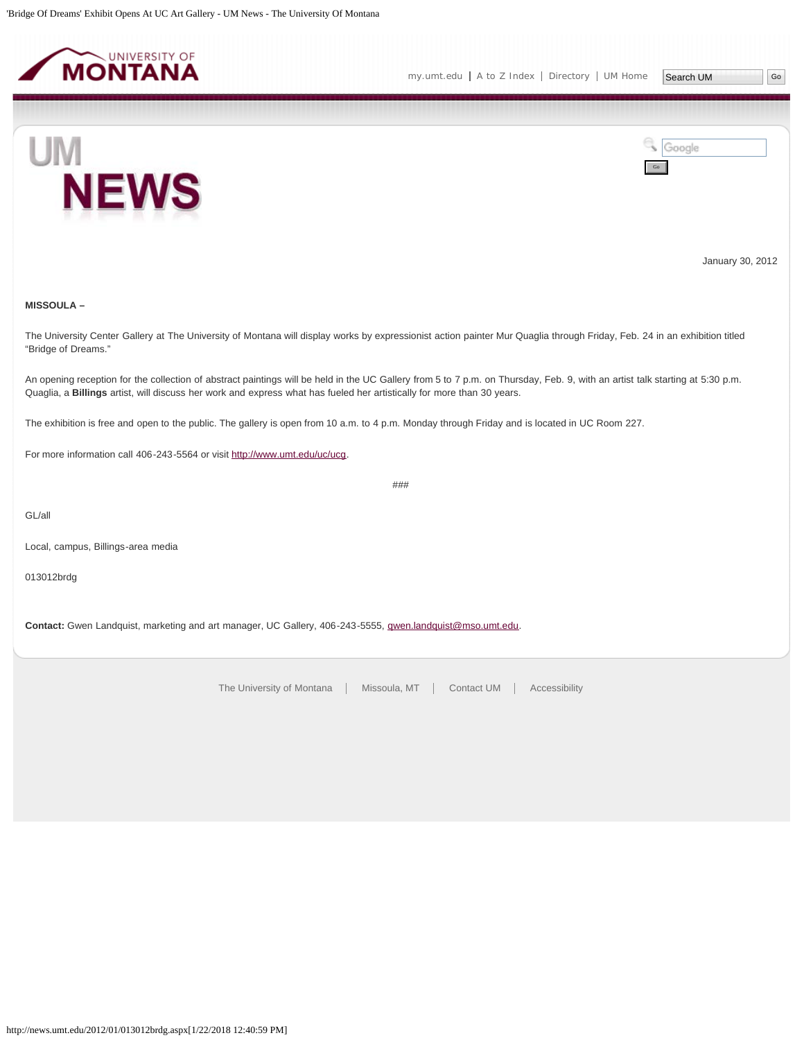January 30, 2012

**MISSOULA –**

The University Center Gallery at The University of Montana will display works by expressionist action painter Mur Quaglia through Friday, Feb. 24 in an exhibition titled "Bridge of Dreams."

An opening reception for the collection of abstract paintings will be held in the UC Gallery from 5 to 7 p.m. on Thursday, Feb. 9, with an artist talk starting at 5:30 p.m. Quaglia, a **Billings** artist, will discuss her work and express what has fueled her artistically for more than 30 years.

The exhibition is free and open to the public. The gallery is open from 10 a.m. to 4 p.m. Monday through Friday and is located in UC Room 227.

For more information call 406-243-5564 or visit http://www.umt.edu/uc/ucg.

###

GL/all

Local, campus, Billings-area media

013012brdg

**Contact:** Gwen Landquist, marketing and art manager, UC Gallery, 406-243-5555, gwen.landquist@mso.umt.edu.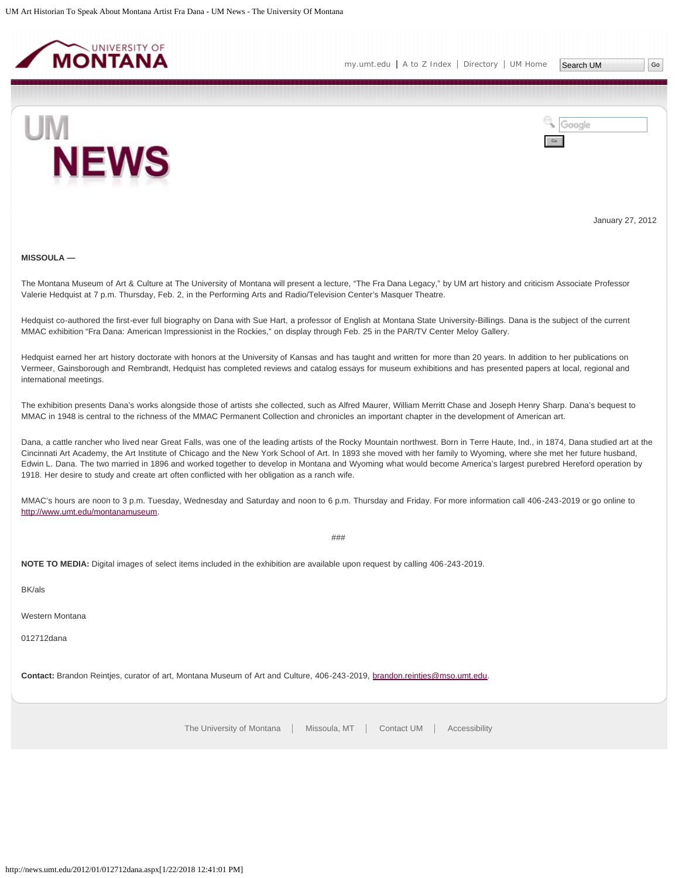January 27, 2012

**MISSOULA —**

The Montana Museum of Art & Culture at The University of Montana will present a lecture, “The Fra Dana Legacy,” by UM art history and criticism Associate Professor Valerie Hedquist at 7 p.m. Thursday, Feb. 2, in the Performing Arts and Radio/Television Center’s Masquer Theatre.

Hedquist co-authored the first-ever full biography on Dana with Sue Hart, a professor of English at Montana State University-Billings. Dana is the subject of the current MMAC exhibition “Fra Dana: American Impressionist in the Rockies,” on display through Feb. 25 in the PAR/TV Center Meloy Gallery.

Hedquist earned her art history doctorate with honors at the University of Kansas and has taught and written for more than 20 years. In addition to her publications on Vermeer, Gainsborough and Rembrandt, Hedquist has completed reviews and catalog essays for museum exhibitions and has presented papers at local, regional and international meetings.

The exhibition presents Dana’s works alongside those of artists she collected, such as Alfred Maurer, William Merritt Chase and Joseph Henry Sharp. Dana’s bequest to MMAC in 1948 is central to the richness of the MMAC Permanent Collection and chronicles an important chapter in the development of American art.

Dana, a cattle rancher who lived near Great Falls, was one of the leading artists of the Rocky Mountain northwest. Born in Terre Haute, Ind., in 1874, Dana studied art at the Cincinnati Art Academy, the Art Institute of Chicago and the New York School of Art. In 1893 she moved with her family to Wyoming, where she met her future husband, Edwin L. Dana. The two married in 1896 and worked together to develop in Montana and Wyoming what would become America’s largest purebred Hereford operation by 1918. Her desire to study and create art often conflicted with her obligation as a ranch wife.

MMAC’s hours are noon to 3 p.m. Tuesday, Wednesday and Saturday and noon to 6 p.m. Thursday and Friday. For more information call 406-243-2019 or go online to http://www.umt.edu/montanamuseum.

###

**NOTE TO MEDIA:** Digital images of select items included in the exhibition are available upon request by calling 406-243-2019.

BK/als

Western Montana

012712dana

**Contact:** Brandon Reintjes, curator of art, Montana Museum of Art and Culture, 406-243-2019, brandon.reintjes@mso.umt.edu.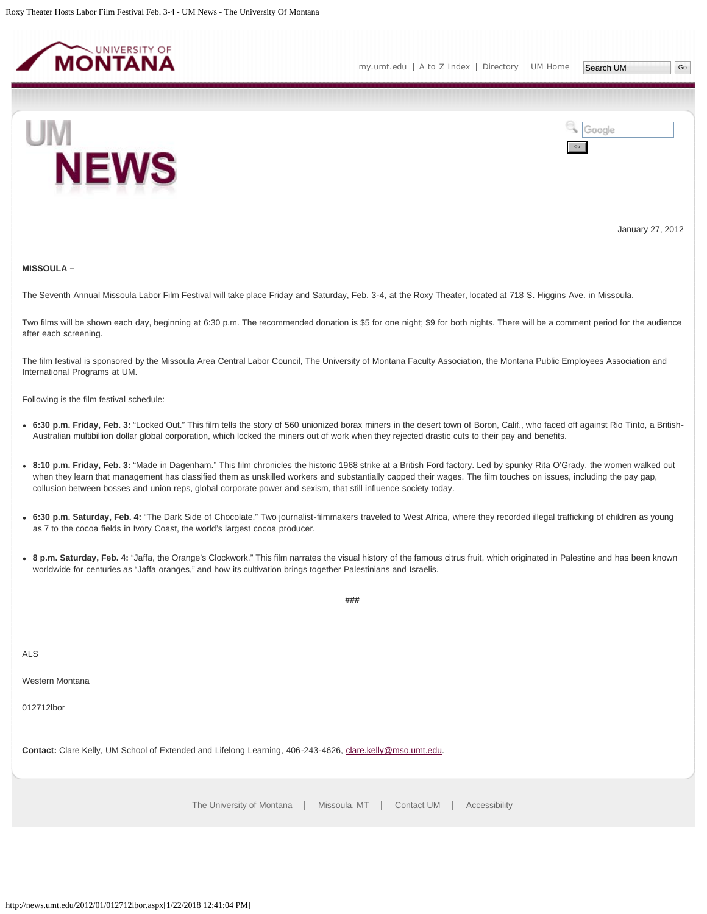January 27, 2012

**MISSOULA –**

The Seventh Annual Missoula Labor Film Festival will take place Friday and Saturday, Feb. 3-4, at the Roxy Theater, located at 718 S. Higgins Ave. in Missoula.

Two films will be shown each day, beginning at 6:30 p.m. The recommended donation is $5 for one night; $9 for both nights. There will be a comment period for the audience after each screening.

The film festival is sponsored by the Missoula Area Central Labor Council, The University of Montana Faculty Association, the Montana Public Employees Association and International Programs at UM.

Following is the film festival schedule:

- **6:30 p.m. Friday, Feb. 3:** “Locked Out.” This film tells the story of 560 unionized borax miners in the desert town of Boron, Calif., who faced off against Rio Tinto, a British-Australian multibillion dollar global corporation, which locked the miners out of work when they rejected drastic cuts to their pay and benefits.
- **8:10 p.m. Friday, Feb. 3:** “Made in Dagenham.” This film chronicles the historic 1968 strike at a British Ford factory. Led by spunky Rita O’Grady, the women walked out when they learn that management has classified them as unskilled workers and substantially capped their wages. The film touches on issues, including the pay gap, collusion between bosses and union reps, global corporate power and sexism, that still influence society today.
- **6:30 p.m. Saturday, Feb. 4:** “The Dark Side of Chocolate.” Two journalist-filmmakers traveled to West Africa, where they recorded illegal trafficking of children as young as 7 to the cocoa fields in Ivory Coast, the world’s largest cocoa producer.
- **8 p.m. Saturday, Feb. 4:** “Jaffa, the Orange’s Clockwork.” This film narrates the visual history of the famous citrus fruit, which originated in Palestine and has been known worldwide for centuries as “Jaffa oranges,” and how its cultivation brings together Palestinians and Israelis.

###

ALS

Western Montana

012712lbor

**Contact:** Clare Kelly, UM School of Extended and Lifelong Learning, 406-243-4626, clare.kelly@mso.umt.edu.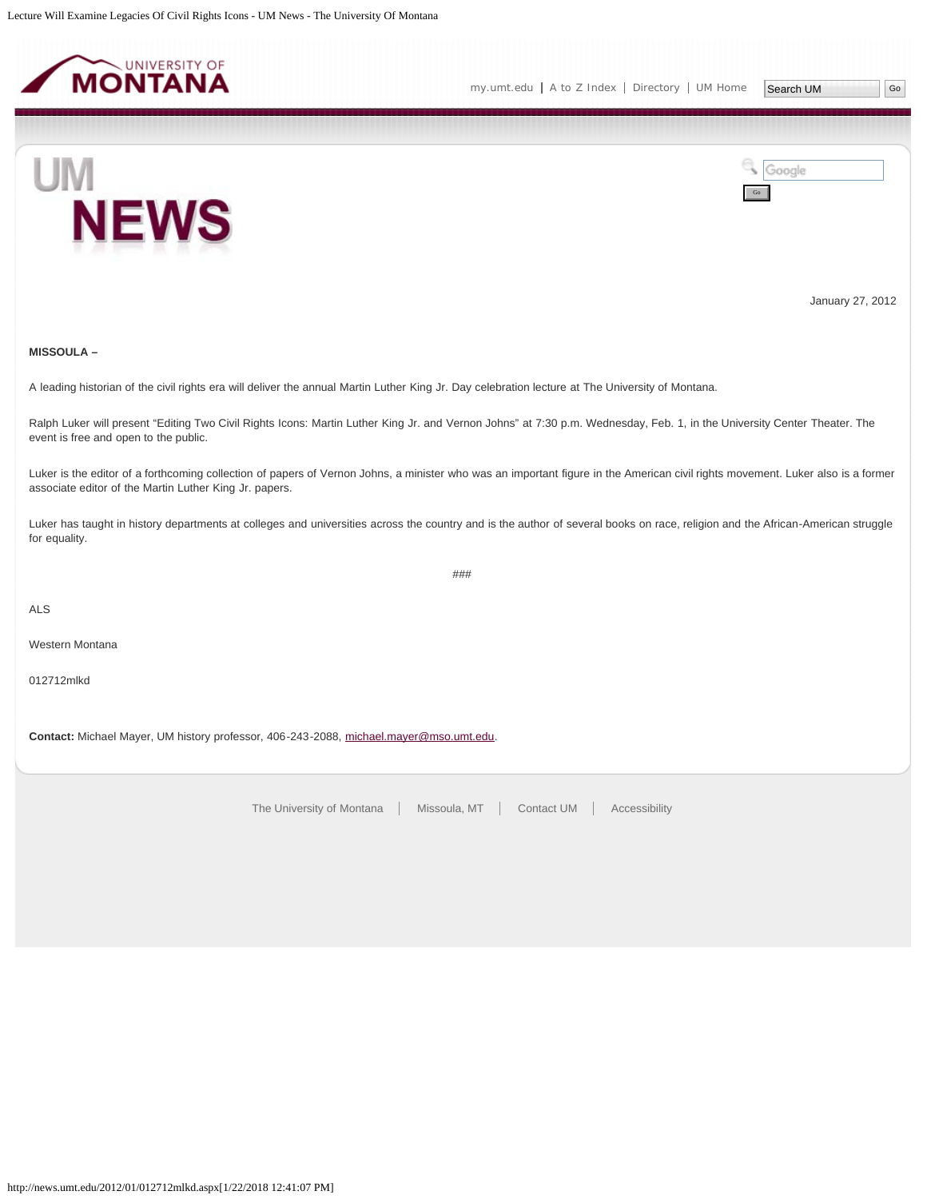January 27, 2012

**MISSOULA –**

A leading historian of the civil rights era will deliver the annual Martin Luther King Jr. Day celebration lecture at The University of Montana.

Ralph Luker will present “Editing Two Civil Rights Icons: Martin Luther King Jr. and Vernon Johns” at 7:30 p.m. Wednesday, Feb. 1, in the University Center Theater. The event is free and open to the public.

Luker is the editor of a forthcoming collection of papers of Vernon Johns, a minister who was an important figure in the American civil rights movement. Luker also is a former associate editor of the Martin Luther King Jr. papers.

Luker has taught in history departments at colleges and universities across the country and is the author of several books on race, religion and the African-American struggle for equality.

###

ALS

Western Montana

012712mlkd

**Contact:** Michael Mayer, UM history professor, 406-243-2088, michael.mayer@mso.umt.edu.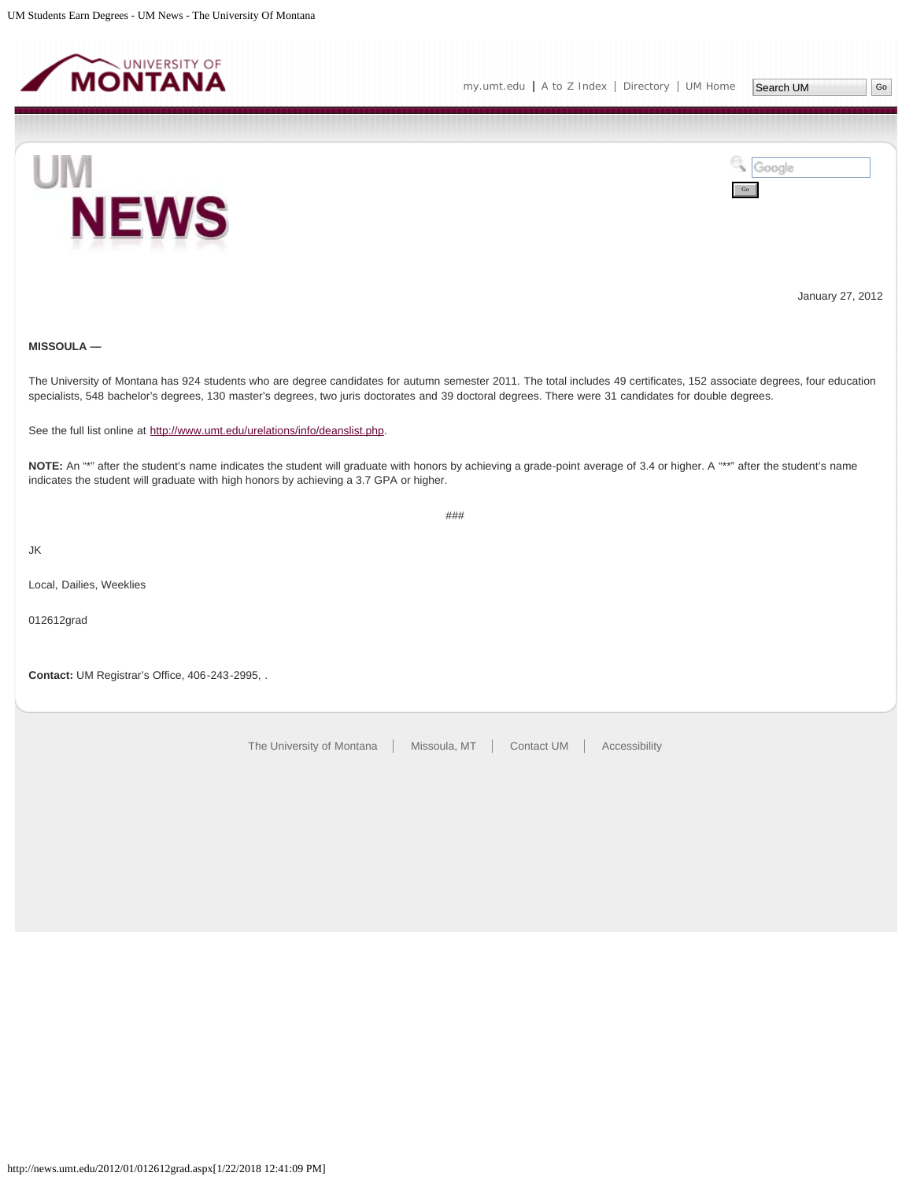January 27, 2012

**MISSOULA —**

The University of Montana has 924 students who are degree candidates for autumn semester 2011. The total includes 49 certificates, 152 associate degrees, four education specialists, 548 bachelor's degrees, 130 master's degrees, two juris doctorates and 39 doctoral degrees. There were 31 candidates for double degrees.

See the full list online at http://www.umt.edu/urelations/info/deanslist.php.

**NOTE:** An "*" after the student's name indicates the student will graduate with honors by achieving a grade-point average of 3.4 or higher. A "**" after the student's name indicates the student will graduate with high honors by achieving a 3.7 GPA or higher.

###

JK

Local, Dailies, Weeklies

012612grad

**Contact:** UM Registrar's Office, 406-243-2995, .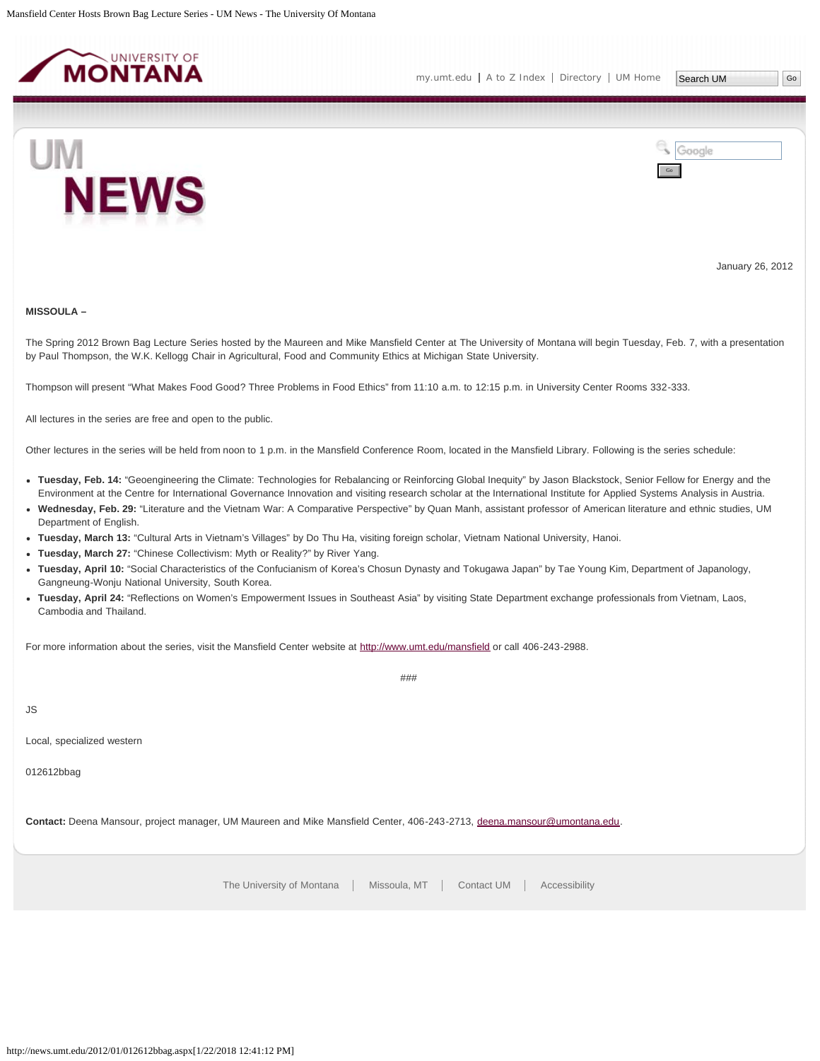January 26, 2012

**MISSOULA –**

The Spring 2012 Brown Bag Lecture Series hosted by the Maureen and Mike Mansfield Center at The University of Montana will begin Tuesday, Feb. 7, with a presentation by Paul Thompson, the W.K. Kellogg Chair in Agricultural, Food and Community Ethics at Michigan State University.

Thompson will present "What Makes Food Good? Three Problems in Food Ethics" from 11:10 a.m. to 12:15 p.m. in University Center Rooms 332-333.

All lectures in the series are free and open to the public.

Other lectures in the series will be held from noon to 1 p.m. in the Mansfield Conference Room, located in the Mansfield Library. Following is the series schedule:

- **Tuesday, Feb. 14:** "Geoengineering the Climate: Technologies for Rebalancing or Reinforcing Global Inequity" by Jason Blackstock, Senior Fellow for Energy and the Environment at the Centre for International Governance Innovation and visiting research scholar at the International Institute for Applied Systems Analysis in Austria.
- **Wednesday, Feb. 29:** "Literature and the Vietnam War: A Comparative Perspective" by Quan Manh, assistant professor of American literature and ethnic studies, UM Department of English.
- **Tuesday, March 13:** "Cultural Arts in Vietnam's Villages" by Do Thu Ha, visiting foreign scholar, Vietnam National University, Hanoi.
- **Tuesday, March 27:** "Chinese Collectivism: Myth or Reality?" by River Yang.
- **Tuesday, April 10:** "Social Characteristics of the Confucianism of Korea's Chosun Dynasty and Tokugawa Japan" by Tae Young Kim, Department of Japanology, Gangneung-Wonju National University, South Korea.
- **Tuesday, April 24:** "Reflections on Women's Empowerment Issues in Southeast Asia" by visiting State Department exchange professionals from Vietnam, Laos, Cambodia and Thailand.

For more information about the series, visit the Mansfield Center website at http://www.umt.edu/mansfield or call 406-243-2988.

###

JS

Local, specialized western

012612bbag

**Contact:** Deena Mansour, project manager, UM Maureen and Mike Mansfield Center, 406-243-2713, deena.mansour@umontana.edu.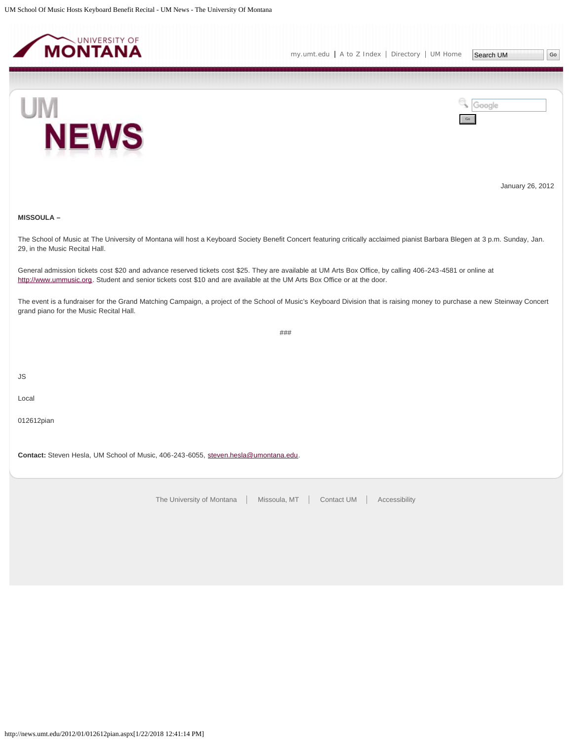January 26, 2012

**MISSOULA –**

The School of Music at The University of Montana will host a Keyboard Society Benefit Concert featuring critically acclaimed pianist Barbara Blegen at 3 p.m. Sunday, Jan. 29, in the Music Recital Hall.

General admission tickets cost $20 and advance reserved tickets cost $25. They are available at UM Arts Box Office, by calling 406-243-4581 or online at http://www.ummusic.org. Student and senior tickets cost $10 and are available at the UM Arts Box Office or at the door.

The event is a fundraiser for the Grand Matching Campaign, a project of the School of Music's Keyboard Division that is raising money to purchase a new Steinway Concert grand piano for the Music Recital Hall.

###

JS

Local

012612pian

**Contact:** Steven Hesla, UM School of Music, 406-243-6055, steven.hesla@umontana.edu.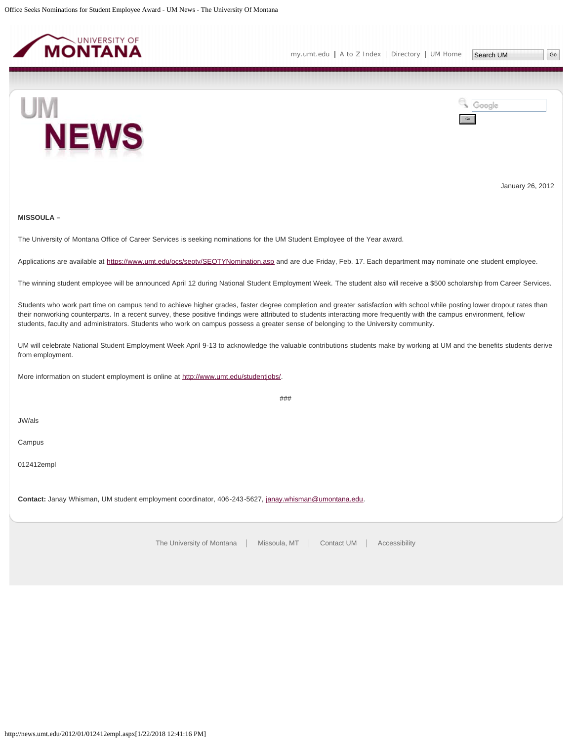January 26, 2012

**MISSOULA –**

The University of Montana Office of Career Services is seeking nominations for the UM Student Employee of the Year award.

Applications are available at https://www.umt.edu/ocs/seoty/SEOTYNomination.asp and are due Friday, Feb. 17. Each department may nominate one student employee.

The winning student employee will be announced April 12 during National Student Employment Week. The student also will receive a $500 scholarship from Career Services.

Students who work part time on campus tend to achieve higher grades, faster degree completion and greater satisfaction with school while posting lower dropout rates than their nonworking counterparts. In a recent survey, these positive findings were attributed to students interacting more frequently with the campus environment, fellow students, faculty and administrators. Students who work on campus possess a greater sense of belonging to the University community.

UM will celebrate National Student Employment Week April 9-13 to acknowledge the valuable contributions students make by working at UM and the benefits students derive from employment.

More information on student employment is online at http://www.umt.edu/studentjobs/.

###

JW/als

Campus

012412empl

**Contact:** Janay Whisman, UM student employment coordinator, 406-243-5627, janay.whisman@umontana.edu.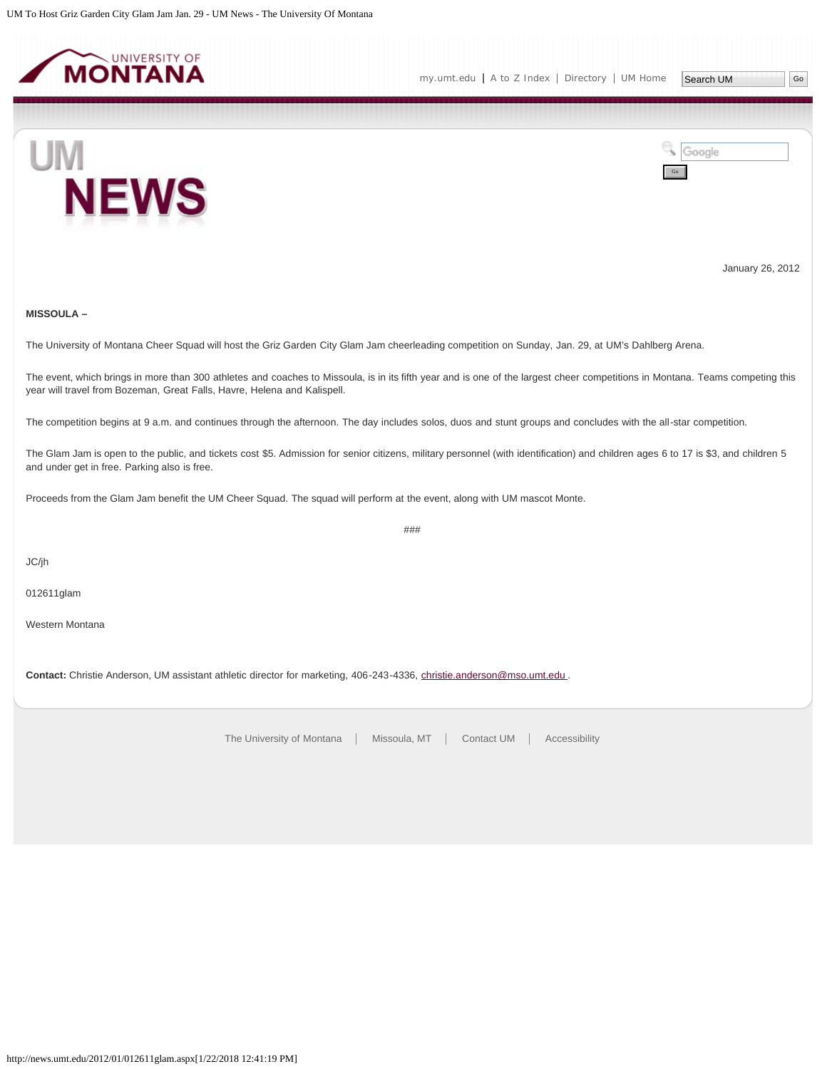January 26, 2012

**MISSOULA –**

The University of Montana Cheer Squad will host the Griz Garden City Glam Jam cheerleading competition on Sunday, Jan. 29, at UM's Dahlberg Arena.

The event, which brings in more than 300 athletes and coaches to Missoula, is in its fifth year and is one of the largest cheer competitions in Montana. Teams competing this year will travel from Bozeman, Great Falls, Havre, Helena and Kalispell.

The competition begins at 9 a.m. and continues through the afternoon. The day includes solos, duos and stunt groups and concludes with the all-star competition.

The Glam Jam is open to the public, and tickets cost $5. Admission for senior citizens, military personnel (with identification) and children ages 6 to 17 is $3, and children 5 and under get in free. Parking also is free.

Proceeds from the Glam Jam benefit the UM Cheer Squad. The squad will perform at the event, along with UM mascot Monte.

###

JC/jh

012611glam

Western Montana

**Contact:** Christie Anderson, UM assistant athletic director for marketing, 406-243-4336, christie.anderson@mso.umt.edu .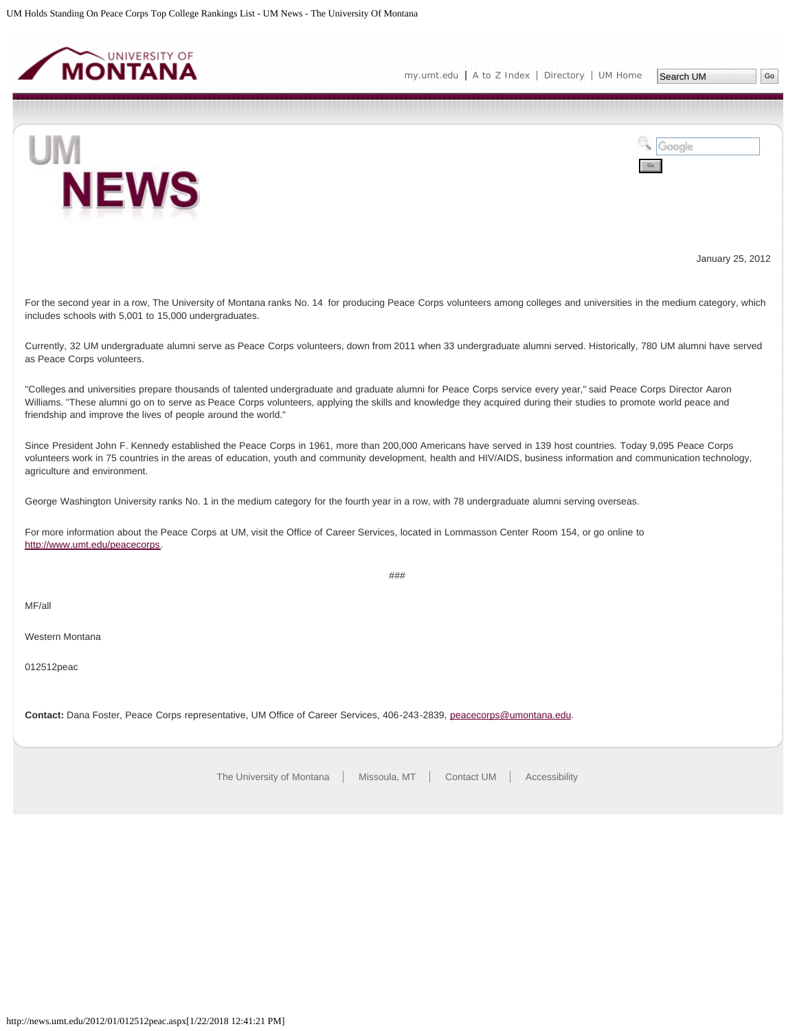January 25, 2012

For the second year in a row, The University of Montana ranks No. 14 for producing Peace Corps volunteers among colleges and universities in the medium category, which includes schools with 5,001 to 15,000 undergraduates.

Currently, 32 UM undergraduate alumni serve as Peace Corps volunteers, down from 2011 when 33 undergraduate alumni served. Historically, 780 UM alumni have served as Peace Corps volunteers.

"Colleges and universities prepare thousands of talented undergraduate and graduate alumni for Peace Corps service every year," said Peace Corps Director Aaron Williams. "These alumni go on to serve as Peace Corps volunteers, applying the skills and knowledge they acquired during their studies to promote world peace and friendship and improve the lives of people around the world."

Since President John F. Kennedy established the Peace Corps in 1961, more than 200,000 Americans have served in 139 host countries. Today 9,095 Peace Corps volunteers work in 75 countries in the areas of education, youth and community development, health and HIV/AIDS, business information and communication technology, agriculture and environment.

George Washington University ranks No. 1 in the medium category for the fourth year in a row, with 78 undergraduate alumni serving overseas.

For more information about the Peace Corps at UM, visit the Office of Career Services, located in Lommasson Center Room 154, or go online to http://www.umt.edu/peacecorps.

###

MF/all

Western Montana

012512peac

**Contact:** Dana Foster, Peace Corps representative, UM Office of Career Services, 406-243-2839, peacecorps@umontana.edu.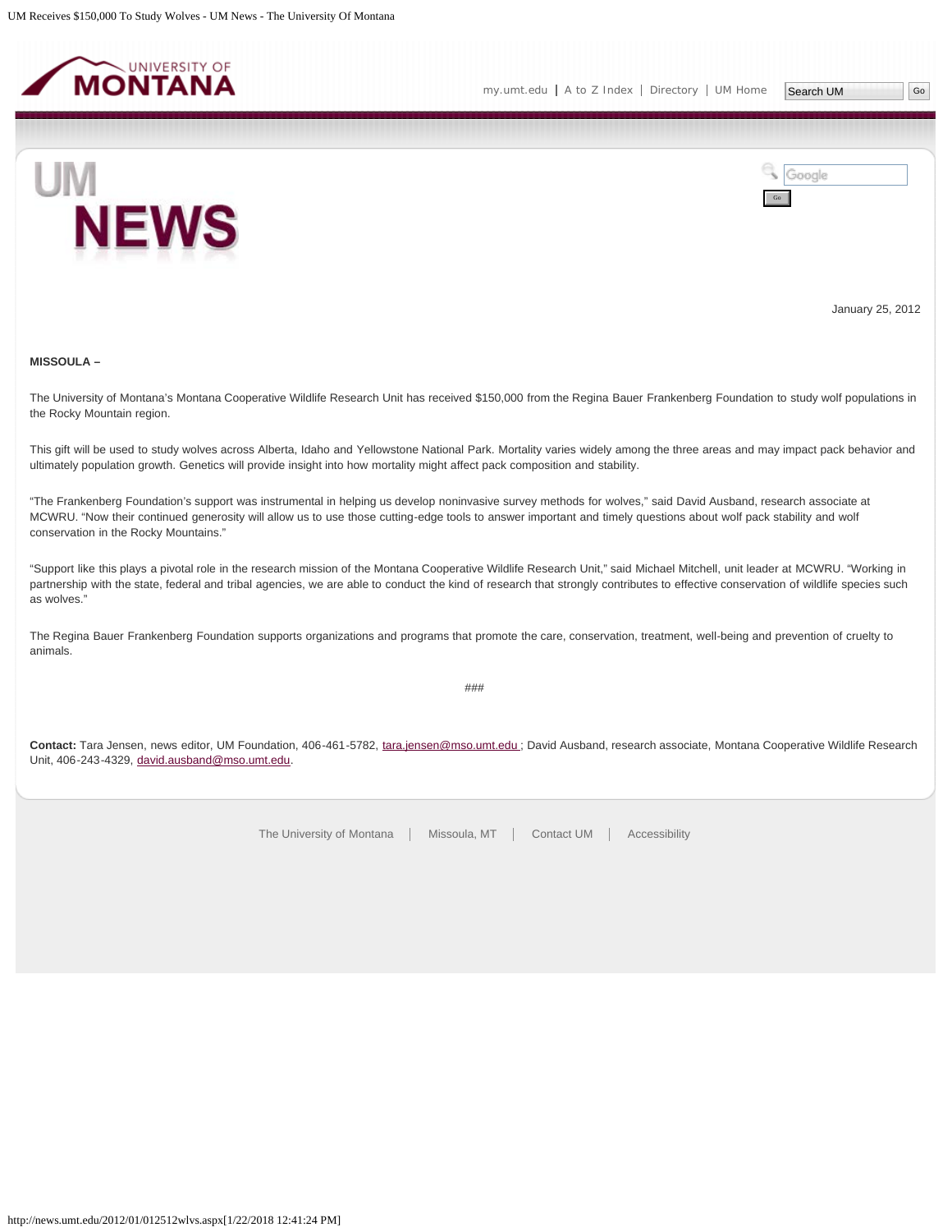January 25, 2012

**MISSOULA –**

The University of Montana's Montana Cooperative Wildlife Research Unit has received $150,000 from the Regina Bauer Frankenberg Foundation to study wolf populations in the Rocky Mountain region.

This gift will be used to study wolves across Alberta, Idaho and Yellowstone National Park. Mortality varies widely among the three areas and may impact pack behavior and ultimately population growth. Genetics will provide insight into how mortality might affect pack composition and stability.

"The Frankenberg Foundation's support was instrumental in helping us develop noninvasive survey methods for wolves," said David Ausband, research associate at MCWRU. "Now their continued generosity will allow us to use those cutting-edge tools to answer important and timely questions about wolf pack stability and wolf conservation in the Rocky Mountains."

"Support like this plays a pivotal role in the research mission of the Montana Cooperative Wildlife Research Unit," said Michael Mitchell, unit leader at MCWRU. "Working in partnership with the state, federal and tribal agencies, we are able to conduct the kind of research that strongly contributes to effective conservation of wildlife species such as wolves."

The Regina Bauer Frankenberg Foundation supports organizations and programs that promote the care, conservation, treatment, well-being and prevention of cruelty to animals.

###

**Contact:** Tara Jensen, news editor, UM Foundation, 406-461-5782, tara.jensen@mso.umt.edu ; David Ausband, research associate, Montana Cooperative Wildlife Research Unit, 406-243-4329, david.ausband@mso.umt.edu.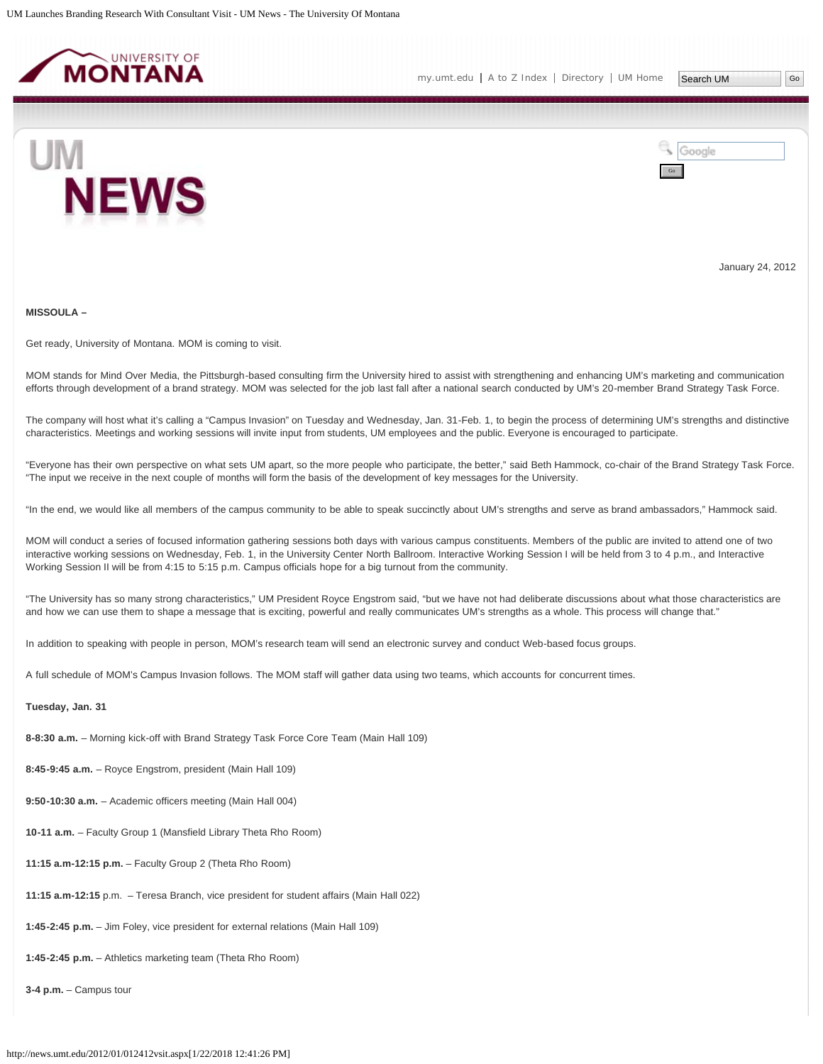January 24, 2012

**MISSOULA –**

Get ready, University of Montana. MOM is coming to visit.

MOM stands for Mind Over Media, the Pittsburgh-based consulting firm the University hired to assist with strengthening and enhancing UM's marketing and communication efforts through development of a brand strategy. MOM was selected for the job last fall after a national search conducted by UM's 20-member Brand Strategy Task Force.

The company will host what it's calling a "Campus Invasion" on Tuesday and Wednesday, Jan. 31-Feb. 1, to begin the process of determining UM's strengths and distinctive characteristics. Meetings and working sessions will invite input from students, UM employees and the public. Everyone is encouraged to participate.

"Everyone has their own perspective on what sets UM apart, so the more people who participate, the better," said Beth Hammock, co-chair of the Brand Strategy Task Force. "The input we receive in the next couple of months will form the basis of the development of key messages for the University.

"In the end, we would like all members of the campus community to be able to speak succinctly about UM's strengths and serve as brand ambassadors," Hammock said.

MOM will conduct a series of focused information gathering sessions both days with various campus constituents. Members of the public are invited to attend one of two interactive working sessions on Wednesday, Feb. 1, in the University Center North Ballroom. Interactive Working Session I will be held from 3 to 4 p.m., and Interactive Working Session II will be from 4:15 to 5:15 p.m. Campus officials hope for a big turnout from the community.

"The University has so many strong characteristics," UM President Royce Engstrom said, "but we have not had deliberate discussions about what those characteristics are and how we can use them to shape a message that is exciting, powerful and really communicates UM's strengths as a whole. This process will change that."

In addition to speaking with people in person, MOM's research team will send an electronic survey and conduct Web-based focus groups.

A full schedule of MOM's Campus Invasion follows. The MOM staff will gather data using two teams, which accounts for concurrent times.

**Tuesday, Jan. 31**

**8-8:30 a.m.** – Morning kick-off with Brand Strategy Task Force Core Team (Main Hall 109)

**8:45-9:45 a.m.** – Royce Engstrom, president (Main Hall 109)

**9:50-10:30 a.m.** – Academic officers meeting (Main Hall 004)

**10-11 a.m.** – Faculty Group 1 (Mansfield Library Theta Rho Room)

**11:15 a.m-12:15 p.m.** – Faculty Group 2 (Theta Rho Room)

**11:15 a.m-12:15** p.m. – Teresa Branch, vice president for student affairs (Main Hall 022)

**1:45-2:45 p.m.** – Jim Foley, vice president for external relations (Main Hall 109)

**1:45-2:45 p.m.** – Athletics marketing team (Theta Rho Room)

**3-4 p.m.** – Campus tour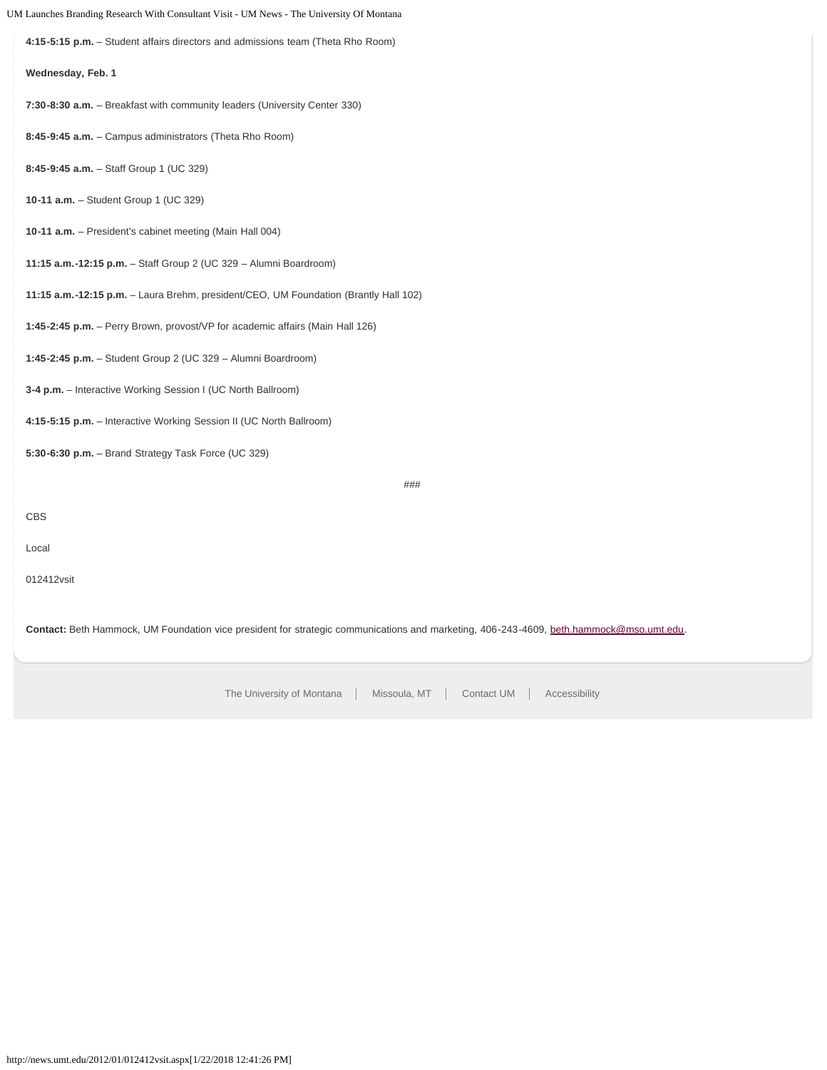**4:15-5:15 p.m.** – Student affairs directors and admissions team (Theta Rho Room)

**Wednesday, Feb. 1**

**7:30-8:30 a.m.** – Breakfast with community leaders (University Center 330)

**8:45-9:45 a.m.** – Campus administrators (Theta Rho Room)

**8:45-9:45 a.m.** – Staff Group 1 (UC 329)

**10-11 a.m.** – Student Group 1 (UC 329)

**10-11 a.m.** – President's cabinet meeting (Main Hall 004)

**11:15 a.m.-12:15 p.m.** – Staff Group 2 (UC 329 – Alumni Boardroom)

**11:15 a.m.-12:15 p.m.** – Laura Brehm, president/CEO, UM Foundation (Brantly Hall 102)

**1:45-2:45 p.m.** – Perry Brown, provost/VP for academic affairs (Main Hall 126)

**1:45-2:45 p.m.** – Student Group 2 (UC 329 – Alumni Boardroom)

**3-4 p.m.** – Interactive Working Session I (UC North Ballroom)

**4:15-5:15 p.m.** – Interactive Working Session II (UC North Ballroom)

**5:30-6:30 p.m.** – Brand Strategy Task Force (UC 329)

###

CBS

Local

012412vsit

**Contact:** Beth Hammock, UM Foundation vice president for strategic communications and marketing, 406-243-4609, beth.hammock@mso.umt.edu.

The University of Montana | Missoula, MT | Contact UM | Accessibility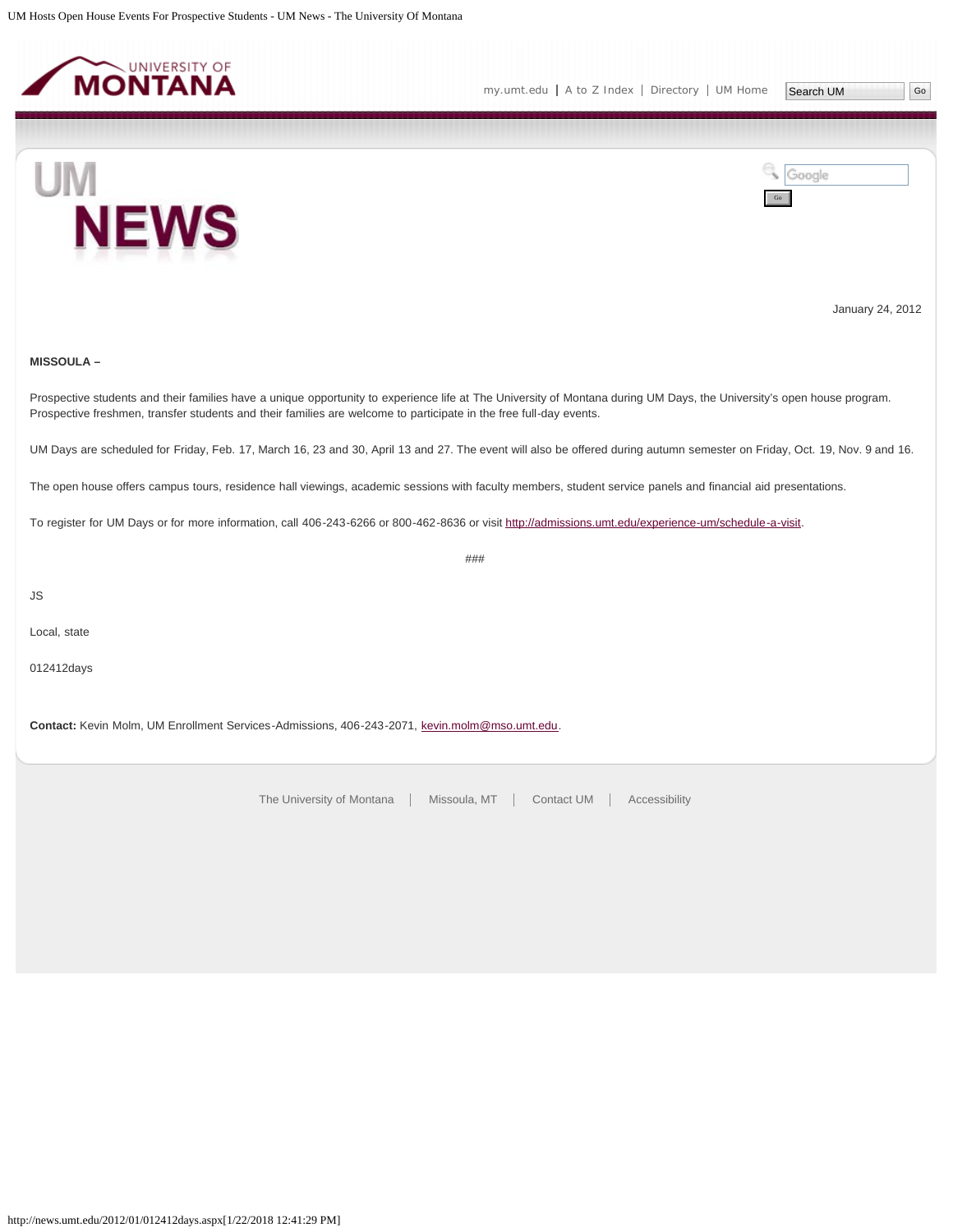January 24, 2012

**MISSOULA –**

Prospective students and their families have a unique opportunity to experience life at The University of Montana during UM Days, the University's open house program. Prospective freshmen, transfer students and their families are welcome to participate in the free full-day events.

UM Days are scheduled for Friday, Feb. 17, March 16, 23 and 30, April 13 and 27. The event will also be offered during autumn semester on Friday, Oct. 19, Nov. 9 and 16.

The open house offers campus tours, residence hall viewings, academic sessions with faculty members, student service panels and financial aid presentations.

To register for UM Days or for more information, call 406-243-6266 or 800-462-8636 or visit http://admissions.umt.edu/experience-um/schedule-a-visit.

###

JS

Local, state

012412days

**Contact:** Kevin Molm, UM Enrollment Services-Admissions, 406-243-2071, kevin.molm@mso.umt.edu.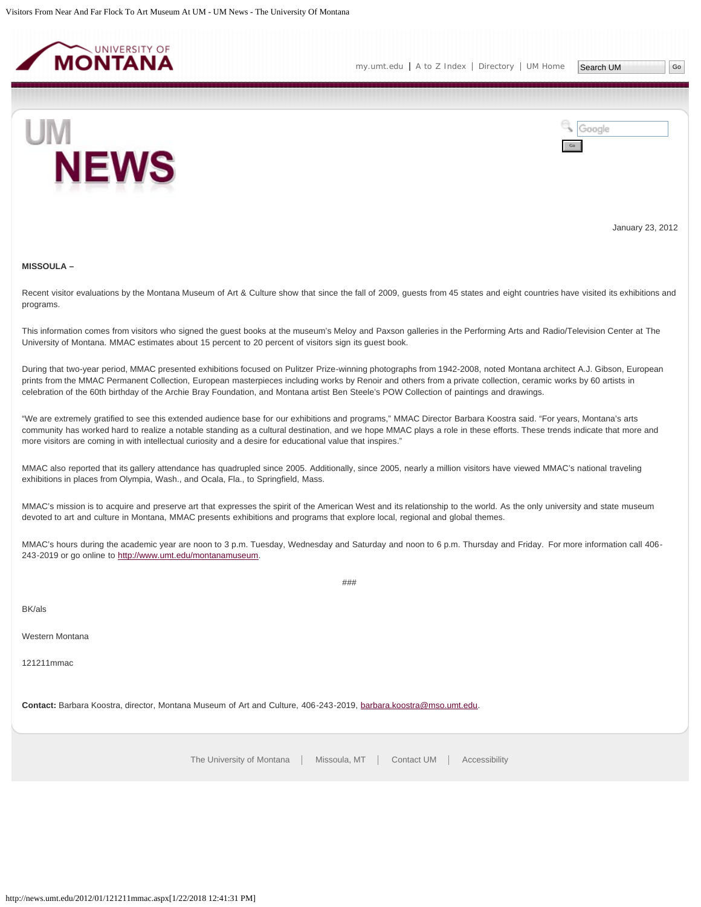January 23, 2012

**MISSOULA –**

Recent visitor evaluations by the Montana Museum of Art & Culture show that since the fall of 2009, guests from 45 states and eight countries have visited its exhibitions and programs.

This information comes from visitors who signed the guest books at the museum's Meloy and Paxson galleries in the Performing Arts and Radio/Television Center at The University of Montana. MMAC estimates about 15 percent to 20 percent of visitors sign its guest book.

During that two-year period, MMAC presented exhibitions focused on Pulitzer Prize-winning photographs from 1942-2008, noted Montana architect A.J. Gibson, European prints from the MMAC Permanent Collection, European masterpieces including works by Renoir and others from a private collection, ceramic works by 60 artists in celebration of the 60th birthday of the Archie Bray Foundation, and Montana artist Ben Steele's POW Collection of paintings and drawings.

"We are extremely gratified to see this extended audience base for our exhibitions and programs," MMAC Director Barbara Koostra said. "For years, Montana's arts community has worked hard to realize a notable standing as a cultural destination, and we hope MMAC plays a role in these efforts. These trends indicate that more and more visitors are coming in with intellectual curiosity and a desire for educational value that inspires."

MMAC also reported that its gallery attendance has quadrupled since 2005. Additionally, since 2005, nearly a million visitors have viewed MMAC's national traveling exhibitions in places from Olympia, Wash., and Ocala, Fla., to Springfield, Mass.

MMAC's mission is to acquire and preserve art that expresses the spirit of the American West and its relationship to the world. As the only university and state museum devoted to art and culture in Montana, MMAC presents exhibitions and programs that explore local, regional and global themes.

MMAC's hours during the academic year are noon to 3 p.m. Tuesday, Wednesday and Saturday and noon to 6 p.m. Thursday and Friday. For more information call 406-243-2019 or go online to http://www.umt.edu/montanamuseum.

###

BK/als

Western Montana

121211mmac

**Contact:** Barbara Koostra, director, Montana Museum of Art and Culture, 406-243-2019, barbara.koostra@mso.umt.edu.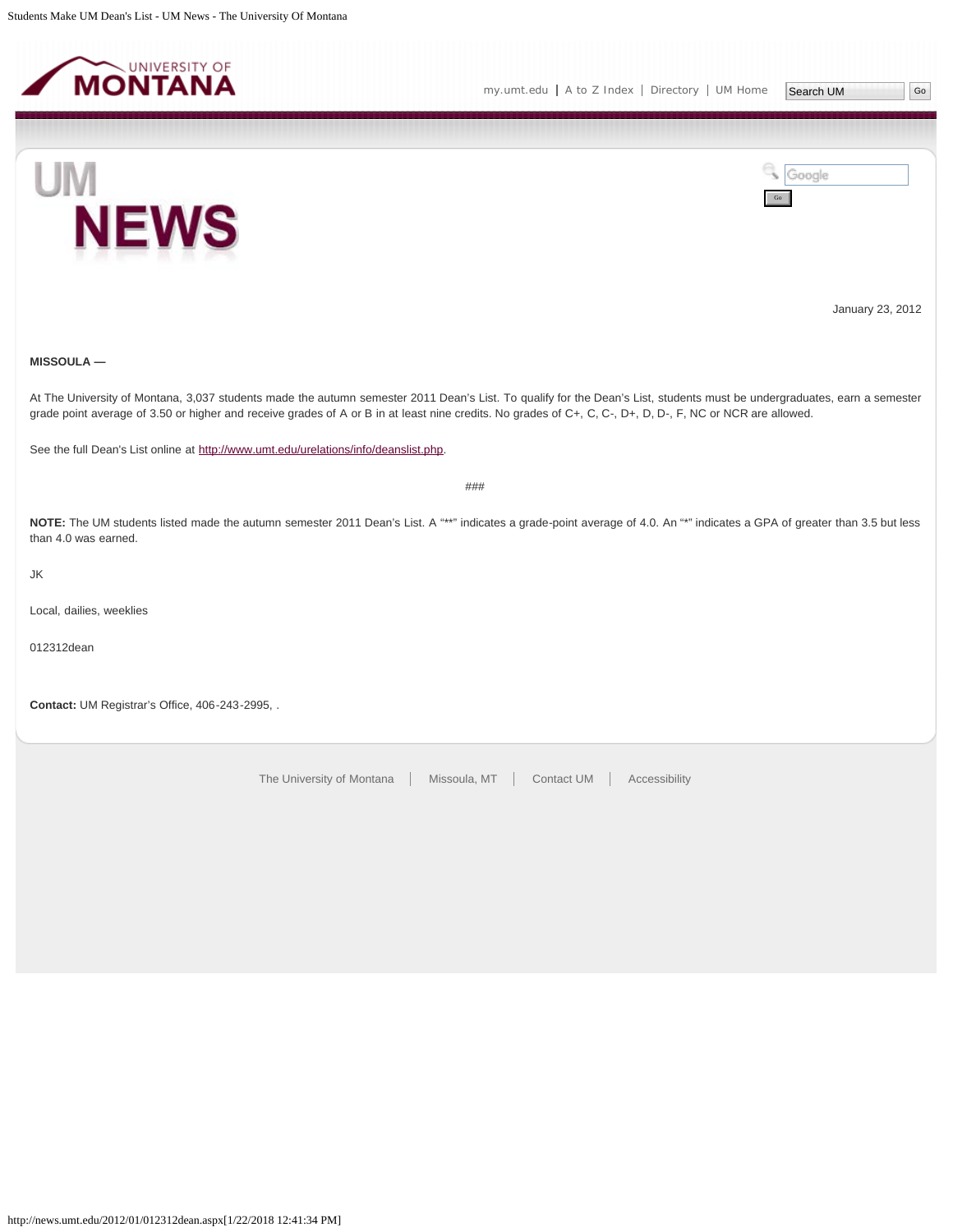January 23, 2012

**MISSOULA —**

At The University of Montana, 3,037 students made the autumn semester 2011 Dean's List. To qualify for the Dean's List, students must be undergraduates, earn a semester grade point average of 3.50 or higher and receive grades of A or B in at least nine credits. No grades of C+, C, C-, D+, D, D-, F, NC or NCR are allowed.

See the full Dean's List online at http://www.umt.edu/urelations/info/deanslist.php.

###

**NOTE:** The UM students listed made the autumn semester 2011 Dean's List. A "**" indicates a grade-point average of 4.0. An "*" indicates a GPA of greater than 3.5 but less than 4.0 was earned.

JK

Local, dailies, weeklies

012312dean

**Contact:** UM Registrar's Office, 406-243-2995, .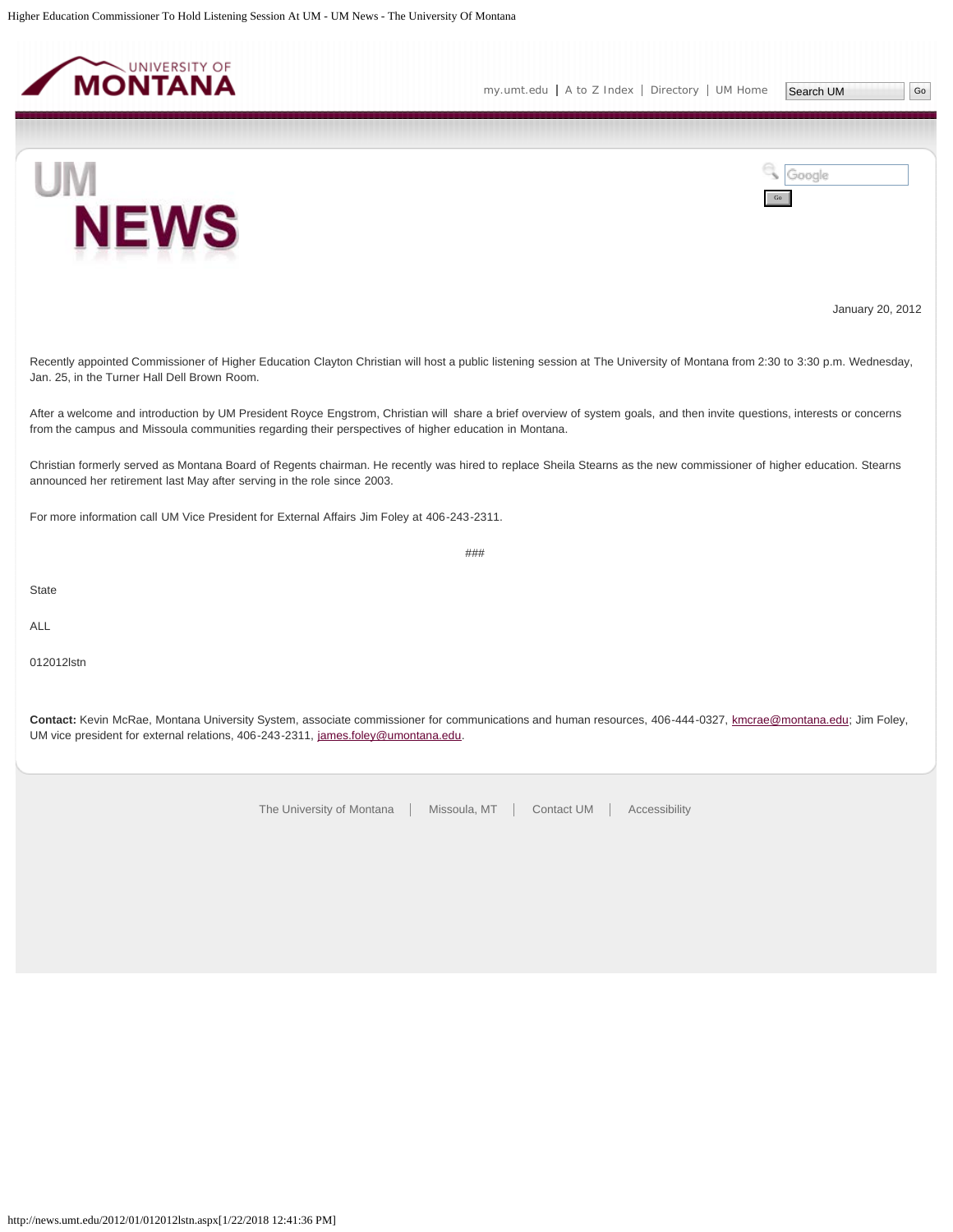January 20, 2012

Recently appointed Commissioner of Higher Education Clayton Christian will host a public listening session at The University of Montana from 2:30 to 3:30 p.m. Wednesday, Jan. 25, in the Turner Hall Dell Brown Room.

After a welcome and introduction by UM President Royce Engstrom, Christian will share a brief overview of system goals, and then invite questions, interests or concerns from the campus and Missoula communities regarding their perspectives of higher education in Montana.

Christian formerly served as Montana Board of Regents chairman. He recently was hired to replace Sheila Stearns as the new commissioner of higher education. Stearns announced her retirement last May after serving in the role since 2003.

For more information call UM Vice President for External Affairs Jim Foley at 406-243-2311.

###

State

ALL

012012lstn

**Contact:** Kevin McRae, Montana University System, associate commissioner for communications and human resources, 406-444-0327, kmcrae@montana.edu; Jim Foley, UM vice president for external relations, 406-243-2311, james.foley@umontana.edu.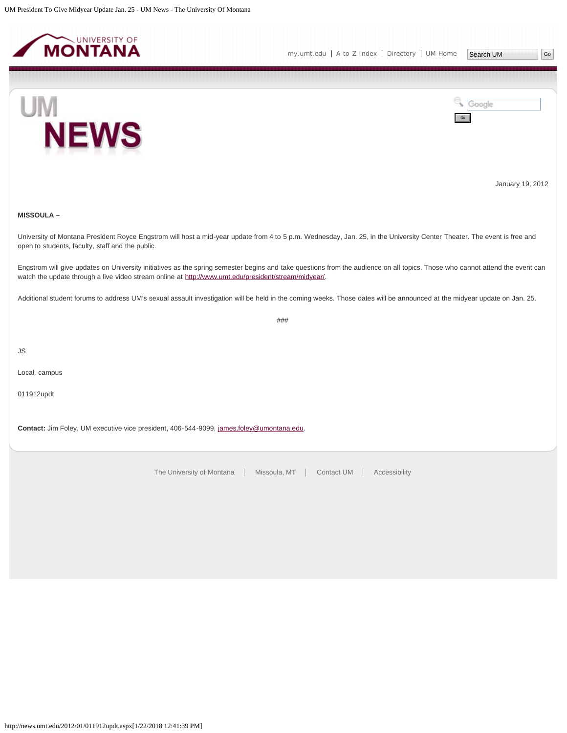January 19, 2012

**MISSOULA –**

University of Montana President Royce Engstrom will host a mid-year update from 4 to 5 p.m. Wednesday, Jan. 25, in the University Center Theater. The event is free and open to students, faculty, staff and the public.

Engstrom will give updates on University initiatives as the spring semester begins and take questions from the audience on all topics. Those who cannot attend the event can watch the update through a live video stream online at http://www.umt.edu/president/stream/midyear/.

Additional student forums to address UM's sexual assault investigation will be held in the coming weeks. Those dates will be announced at the midyear update on Jan. 25.

###

JS

Local, campus

011912updt

**Contact:** Jim Foley, UM executive vice president, 406-544-9099, james.foley@umontana.edu.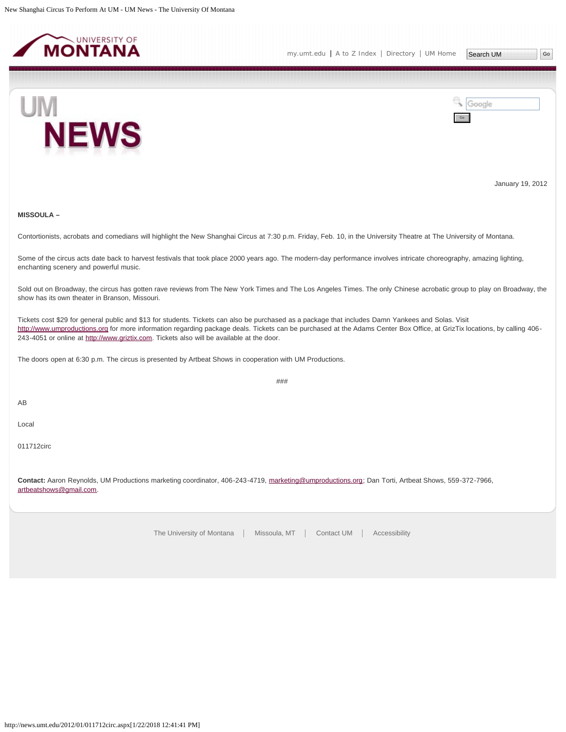January 19, 2012

**MISSOULA –**

Contortionists, acrobats and comedians will highlight the New Shanghai Circus at 7:30 p.m. Friday, Feb. 10, in the University Theatre at The University of Montana.

Some of the circus acts date back to harvest festivals that took place 2000 years ago. The modern-day performance involves intricate choreography, amazing lighting, enchanting scenery and powerful music.

Sold out on Broadway, the circus has gotten rave reviews from The New York Times and The Los Angeles Times. The only Chinese acrobatic group to play on Broadway, the show has its own theater in Branson, Missouri.

Tickets cost $29 for general public and $13 for students. Tickets can also be purchased as a package that includes Damn Yankees and Solas. Visit http://www.umproductions.org for more information regarding package deals. Tickets can be purchased at the Adams Center Box Office, at GrizTix locations, by calling 406-243-4051 or online at http://www.griztix.com. Tickets also will be available at the door.

The doors open at 6:30 p.m. The circus is presented by Artbeat Shows in cooperation with UM Productions.

###

AB

Local

011712circ

**Contact:** Aaron Reynolds, UM Productions marketing coordinator, 406-243-4719, marketing@umproductions.org; Dan Torti, Artbeat Shows, 559-372-7966, artbeatshows@gmail.com.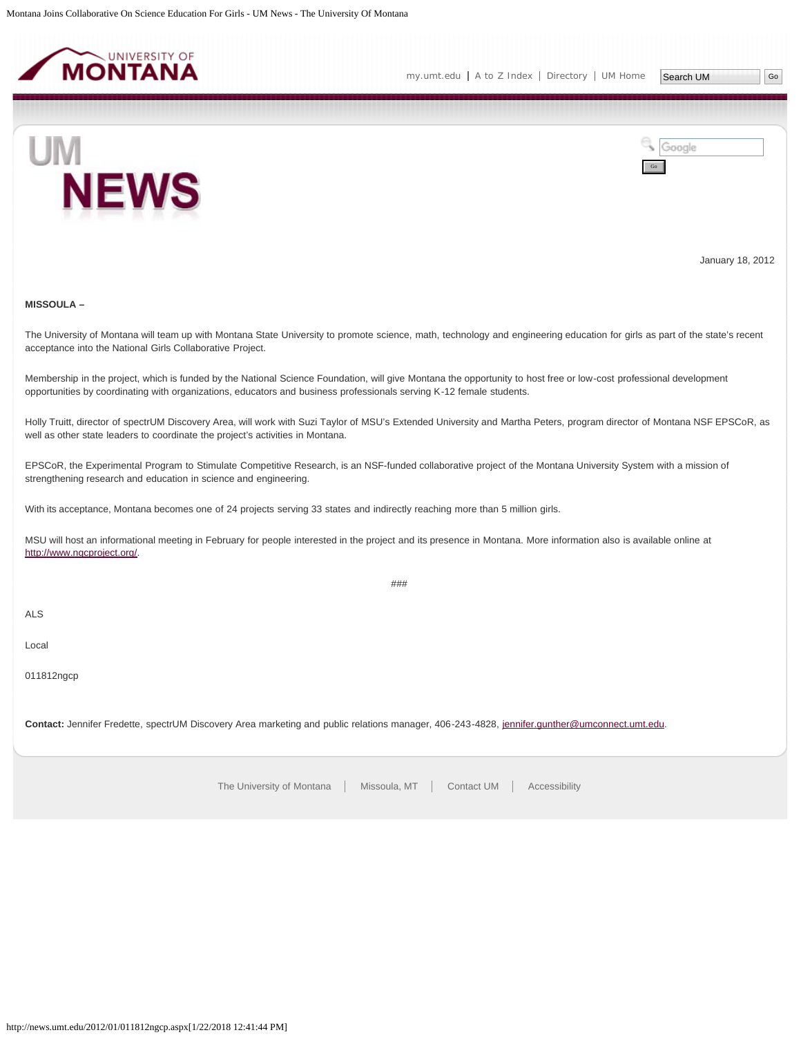January 18, 2012

**MISSOULA –**

The University of Montana will team up with Montana State University to promote science, math, technology and engineering education for girls as part of the state's recent acceptance into the National Girls Collaborative Project.

Membership in the project, which is funded by the National Science Foundation, will give Montana the opportunity to host free or low-cost professional development opportunities by coordinating with organizations, educators and business professionals serving K-12 female students.

Holly Truitt, director of spectrUM Discovery Area, will work with Suzi Taylor of MSU's Extended University and Martha Peters, program director of Montana NSF EPSCoR, as well as other state leaders to coordinate the project's activities in Montana.

EPSCoR, the Experimental Program to Stimulate Competitive Research, is an NSF-funded collaborative project of the Montana University System with a mission of strengthening research and education in science and engineering.

With its acceptance, Montana becomes one of 24 projects serving 33 states and indirectly reaching more than 5 million girls.

MSU will host an informational meeting in February for people interested in the project and its presence in Montana. More information also is available online at http://www.ngcproject.org/.

###

ALS

Local

011812ngcp

**Contact:** Jennifer Fredette, spectrUM Discovery Area marketing and public relations manager, 406-243-4828, jennifer.gunther@umconnect.umt.edu.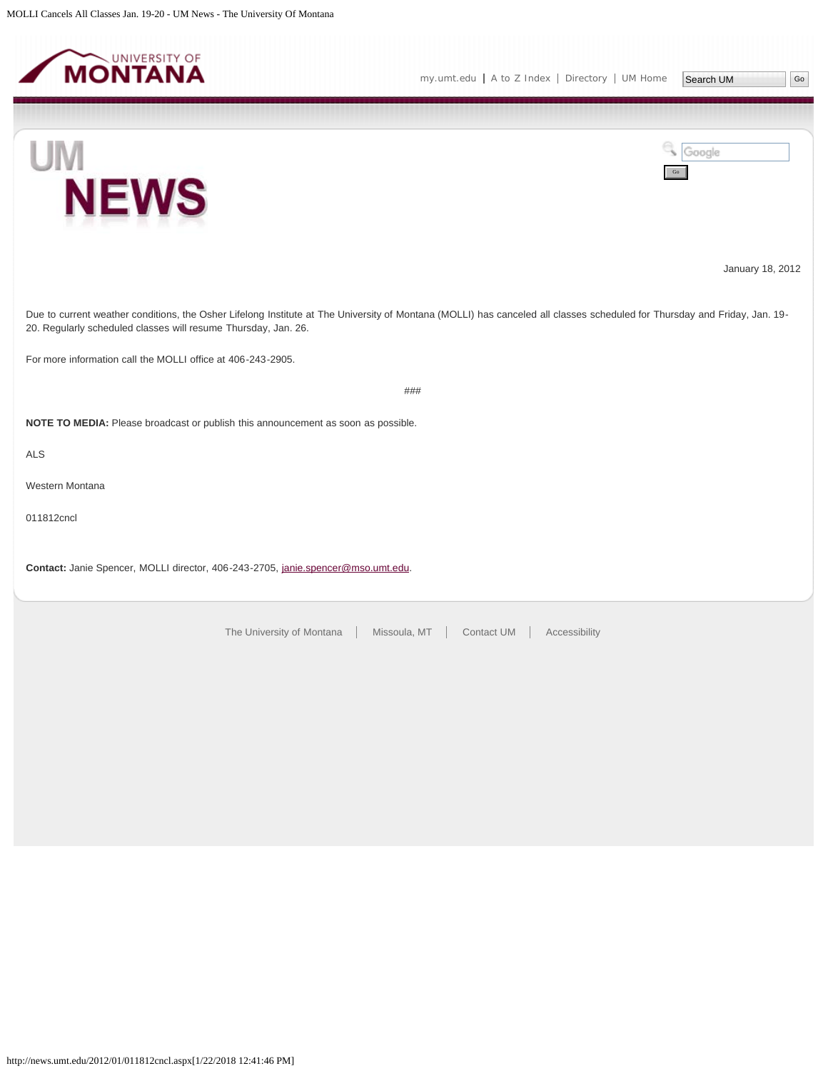January 18, 2012

Due to current weather conditions, the Osher Lifelong Institute at The University of Montana (MOLLI) has canceled all classes scheduled for Thursday and Friday, Jan. 19-20. Regularly scheduled classes will resume Thursday, Jan. 26.

For more information call the MOLLI office at 406-243-2905.

###

**NOTE TO MEDIA:** Please broadcast or publish this announcement as soon as possible.

ALS

Western Montana

011812cncl

**Contact:** Janie Spencer, MOLLI director, 406-243-2705, janie.spencer@mso.umt.edu.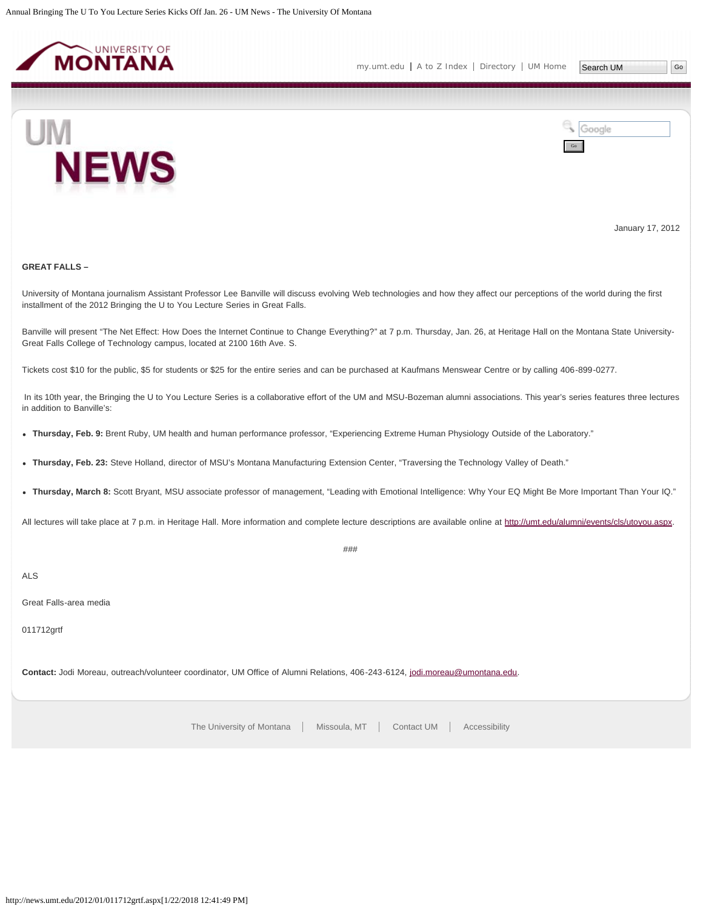January 17, 2012

**GREAT FALLS –**

University of Montana journalism Assistant Professor Lee Banville will discuss evolving Web technologies and how they affect our perceptions of the world during the first installment of the 2012 Bringing the U to You Lecture Series in Great Falls.

Banville will present "The Net Effect: How Does the Internet Continue to Change Everything?" at 7 p.m. Thursday, Jan. 26, at Heritage Hall on the Montana State University-Great Falls College of Technology campus, located at 2100 16th Ave. S.

Tickets cost $10 for the public, $5 for students or $25 for the entire series and can be purchased at Kaufmans Menswear Centre or by calling 406-899-0277.

In its 10th year, the Bringing the U to You Lecture Series is a collaborative effort of the UM and MSU-Bozeman alumni associations. This year's series features three lectures in addition to Banville's:

- **Thursday, Feb. 9:** Brent Ruby, UM health and human performance professor, "Experiencing Extreme Human Physiology Outside of the Laboratory."
- **Thursday, Feb. 23:** Steve Holland, director of MSU's Montana Manufacturing Extension Center, "Traversing the Technology Valley of Death."
- **Thursday, March 8:** Scott Bryant, MSU associate professor of management, "Leading with Emotional Intelligence: Why Your EQ Might Be More Important Than Your IQ."

All lectures will take place at 7 p.m. in Heritage Hall. More information and complete lecture descriptions are available online at http://umt.edu/alumni/events/cls/utoyou.aspx.

###

ALS

Great Falls-area media

011712grtf

**Contact:** Jodi Moreau, outreach/volunteer coordinator, UM Office of Alumni Relations, 406-243-6124, jodi.moreau@umontana.edu.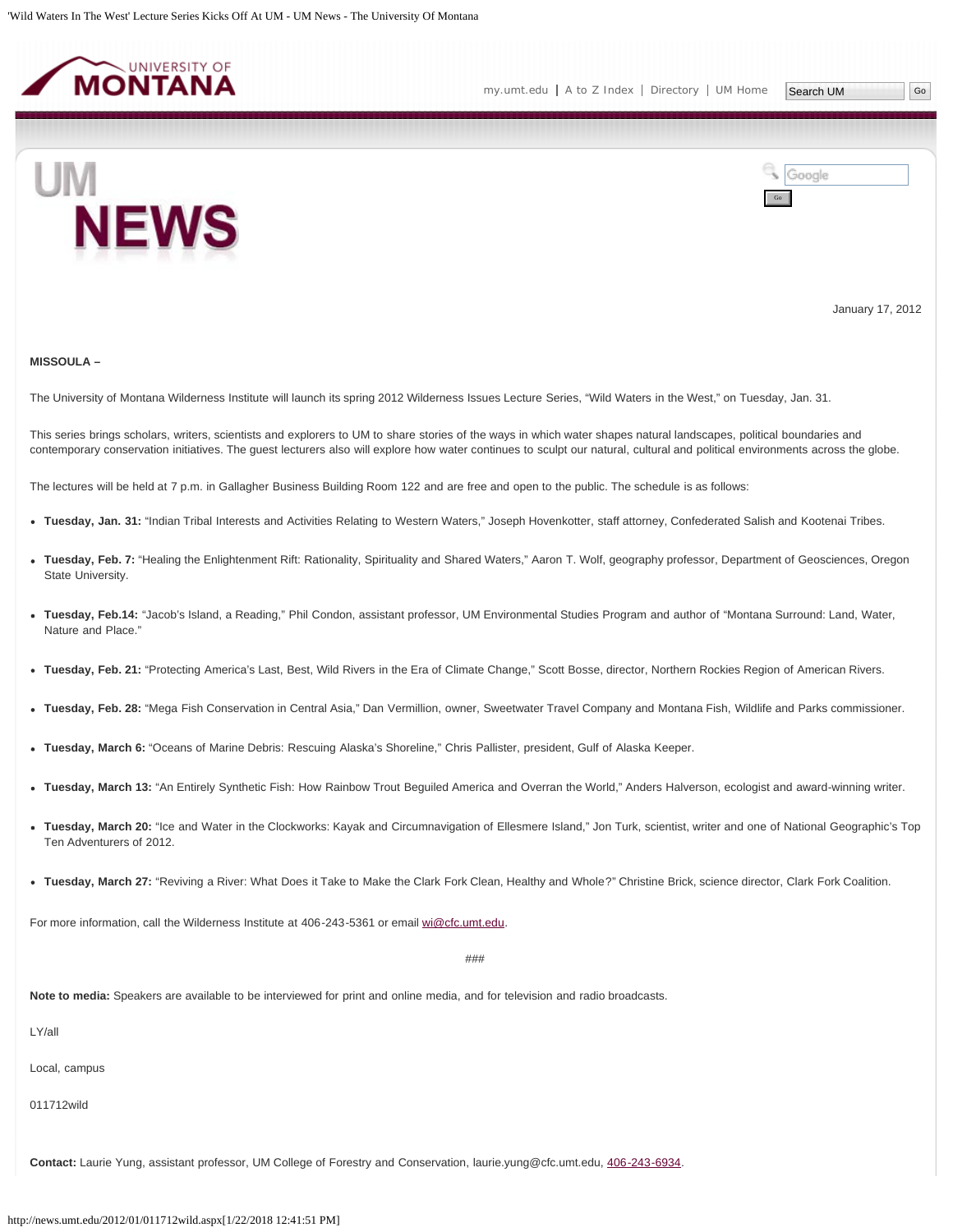January 17, 2012

**MISSOULA –**

The University of Montana Wilderness Institute will launch its spring 2012 Wilderness Issues Lecture Series, “Wild Waters in the West,” on Tuesday, Jan. 31.

This series brings scholars, writers, scientists and explorers to UM to share stories of the ways in which water shapes natural landscapes, political boundaries and contemporary conservation initiatives. The guest lecturers also will explore how water continues to sculpt our natural, cultural and political environments across the globe.

The lectures will be held at 7 p.m. in Gallagher Business Building Room 122 and are free and open to the public. The schedule is as follows:

- **Tuesday, Jan. 31:** “Indian Tribal Interests and Activities Relating to Western Waters,” Joseph Hovenkotter, staff attorney, Confederated Salish and Kootenai Tribes.
- **Tuesday, Feb. 7:** “Healing the Enlightenment Rift: Rationality, Spirituality and Shared Waters,” Aaron T. Wolf, geography professor, Department of Geosciences, Oregon State University.
- **Tuesday, Feb.14:** “Jacob’s Island, a Reading,” Phil Condon, assistant professor, UM Environmental Studies Program and author of “Montana Surround: Land, Water, Nature and Place.”
- **Tuesday, Feb. 21:** “Protecting America’s Last, Best, Wild Rivers in the Era of Climate Change,” Scott Bosse, director, Northern Rockies Region of American Rivers.
- **Tuesday, Feb. 28:** “Mega Fish Conservation in Central Asia,” Dan Vermillion, owner, Sweetwater Travel Company and Montana Fish, Wildlife and Parks commissioner.
- **Tuesday, March 6:** “Oceans of Marine Debris: Rescuing Alaska’s Shoreline,” Chris Pallister, president, Gulf of Alaska Keeper.
- **Tuesday, March 13:** “An Entirely Synthetic Fish: How Rainbow Trout Beguiled America and Overran the World,” Anders Halverson, ecologist and award-winning writer.
- **Tuesday, March 20:** “Ice and Water in the Clockworks: Kayak and Circumnavigation of Ellesmere Island,” Jon Turk, scientist, writer and one of National Geographic’s Top Ten Adventurers of 2012.
- **Tuesday, March 27:** “Reviving a River: What Does it Take to Make the Clark Fork Clean, Healthy and Whole?” Christine Brick, science director, Clark Fork Coalition.

For more information, call the Wilderness Institute at 406-243-5361 or email wi@cfc.umt.edu.

###

**Note to media:** Speakers are available to be interviewed for print and online media, and for television and radio broadcasts.

LY/all

Local, campus

011712wild

**Contact:** Laurie Yung, assistant professor, UM College of Forestry and Conservation, laurie.yung@cfc.umt.edu, 406-243-6934.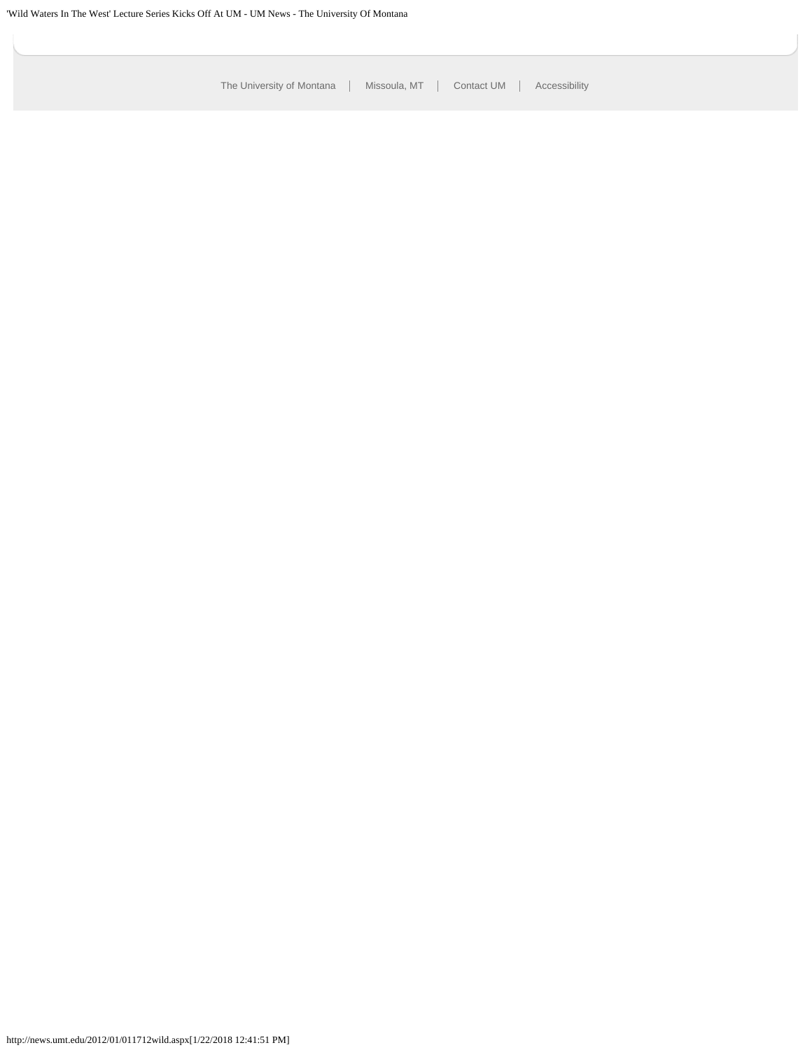The University of Montana | Missoula, MT | Contact UM | Accessibility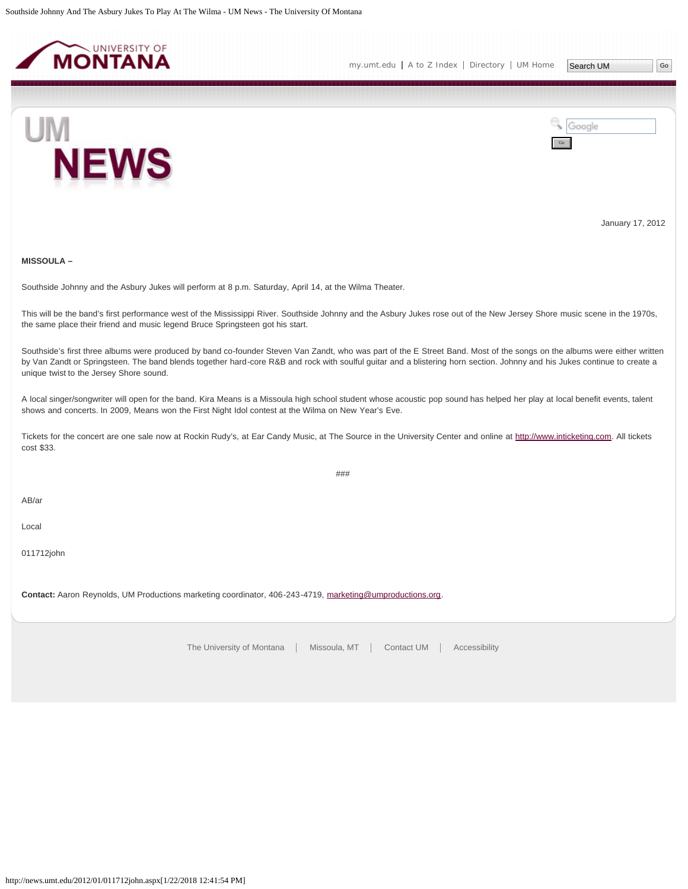January 17, 2012

**MISSOULA –**

Southside Johnny and the Asbury Jukes will perform at 8 p.m. Saturday, April 14, at the Wilma Theater.

This will be the band's first performance west of the Mississippi River. Southside Johnny and the Asbury Jukes rose out of the New Jersey Shore music scene in the 1970s, the same place their friend and music legend Bruce Springsteen got his start.

Southside's first three albums were produced by band co-founder Steven Van Zandt, who was part of the E Street Band. Most of the songs on the albums were either written by Van Zandt or Springsteen. The band blends together hard-core R&B and rock with soulful guitar and a blistering horn section. Johnny and his Jukes continue to create a unique twist to the Jersey Shore sound.

A local singer/songwriter will open for the band. Kira Means is a Missoula high school student whose acoustic pop sound has helped her play at local benefit events, talent shows and concerts. In 2009, Means won the First Night Idol contest at the Wilma on New Year's Eve.

Tickets for the concert are one sale now at Rockin Rudy's, at Ear Candy Music, at The Source in the University Center and online at http://www.inticketing.com. All tickets cost $33.

###

AB/ar

Local

011712john

**Contact:** Aaron Reynolds, UM Productions marketing coordinator, 406-243-4719, marketing@umproductions.org.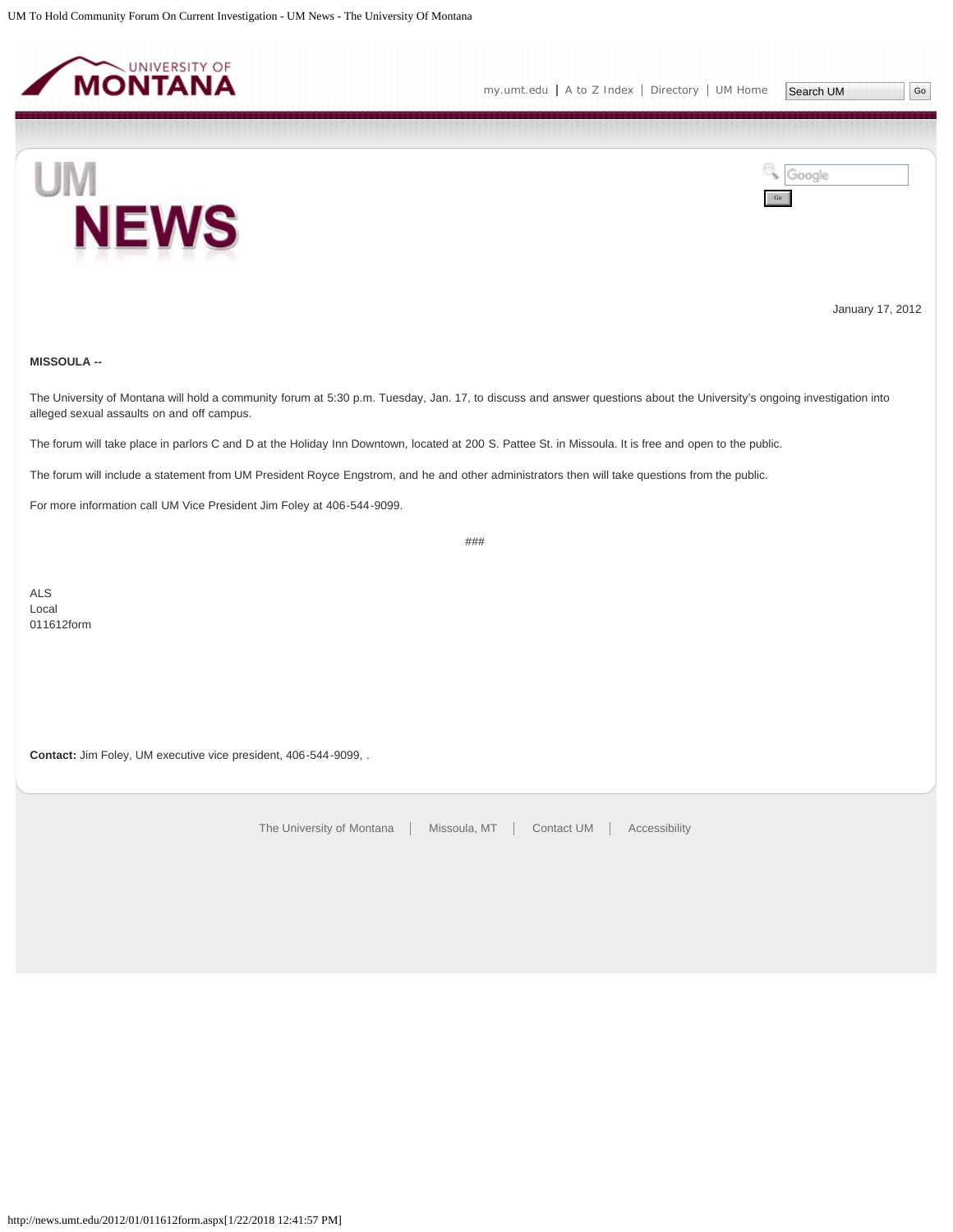January 17, 2012

**MISSOULA --**

The University of Montana will hold a community forum at 5:30 p.m. Tuesday, Jan. 17, to discuss and answer questions about the University's ongoing investigation into alleged sexual assaults on and off campus.

The forum will take place in parlors C and D at the Holiday Inn Downtown, located at 200 S. Pattee St. in Missoula. It is free and open to the public.

The forum will include a statement from UM President Royce Engstrom, and he and other administrators then will take questions from the public.

For more information call UM Vice President Jim Foley at 406-544-9099.

###

ALS
Local
011612form

**Contact:** Jim Foley, UM executive vice president, 406-544-9099, .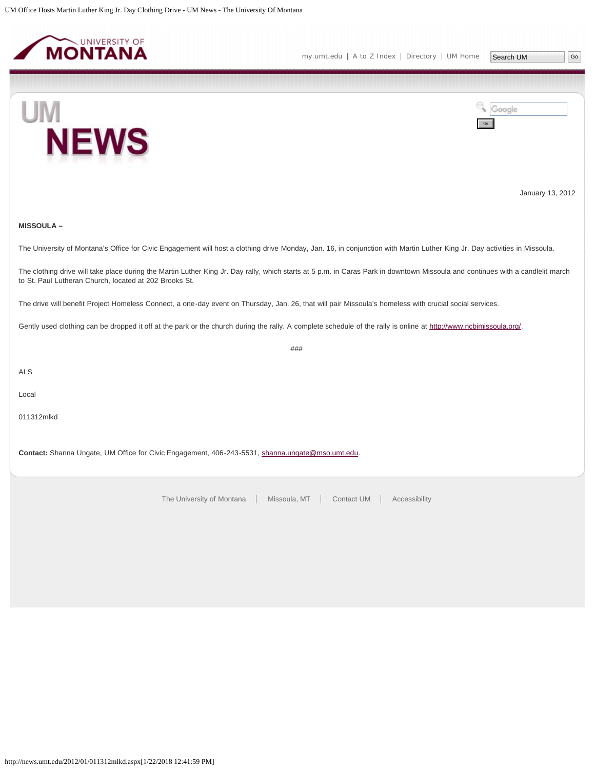January 13, 2012

**MISSOULA –**

The University of Montana's Office for Civic Engagement will host a clothing drive Monday, Jan. 16, in conjunction with Martin Luther King Jr. Day activities in Missoula.

The clothing drive will take place during the Martin Luther King Jr. Day rally, which starts at 5 p.m. in Caras Park in downtown Missoula and continues with a candlelit march to St. Paul Lutheran Church, located at 202 Brooks St.

The drive will benefit Project Homeless Connect, a one-day event on Thursday, Jan. 26, that will pair Missoula's homeless with crucial social services.

Gently used clothing can be dropped it off at the park or the church during the rally. A complete schedule of the rally is online at http://www.ncbimissoula.org/.

###

ALS

Local

011312mlkd

**Contact:** Shanna Ungate, UM Office for Civic Engagement, 406-243-5531, shanna.ungate@mso.umt.edu.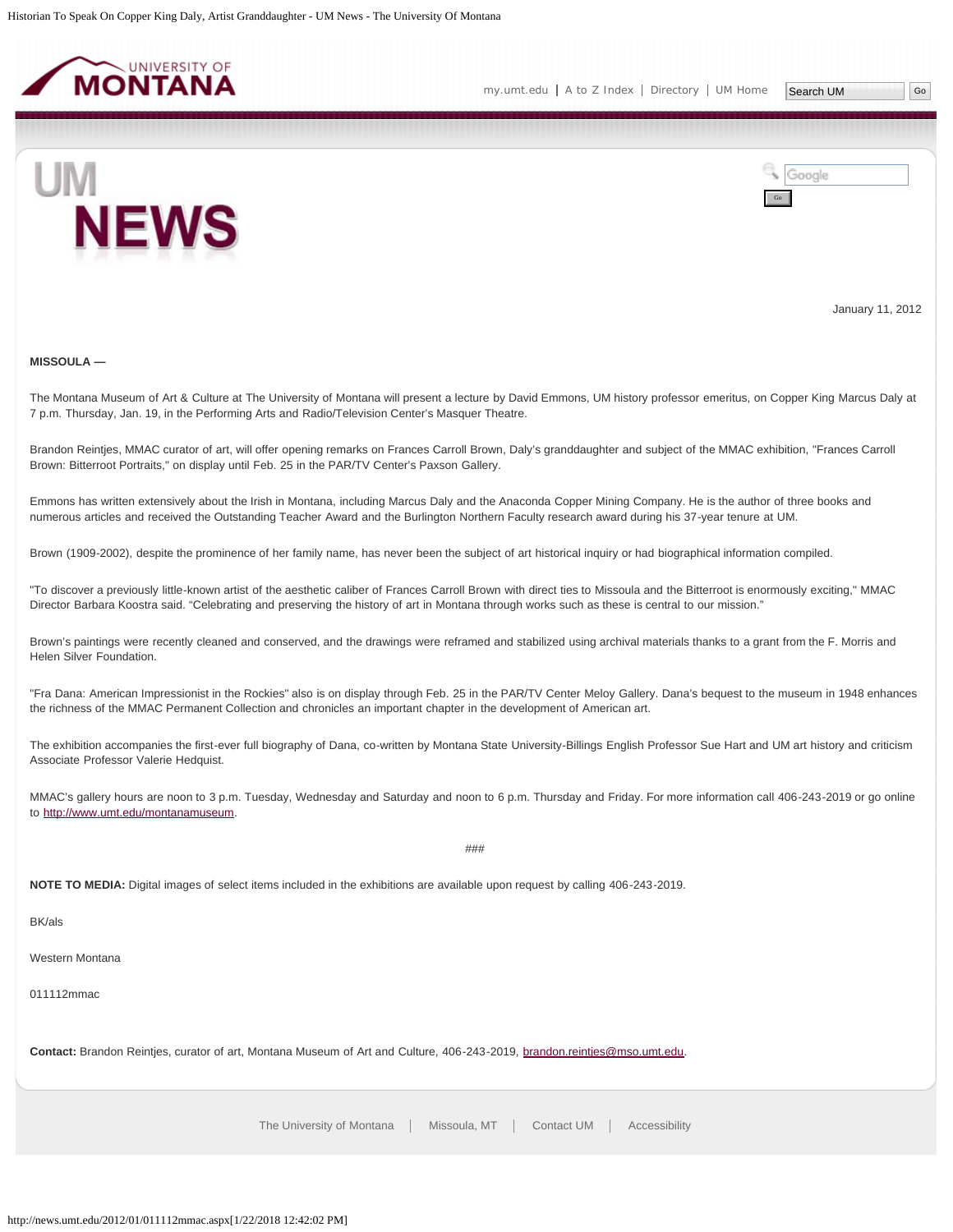January 11, 2012

**MISSOULA —**

The Montana Museum of Art & Culture at The University of Montana will present a lecture by David Emmons, UM history professor emeritus, on Copper King Marcus Daly at 7 p.m. Thursday, Jan. 19, in the Performing Arts and Radio/Television Center's Masquer Theatre.

Brandon Reintjes, MMAC curator of art, will offer opening remarks on Frances Carroll Brown, Daly's granddaughter and subject of the MMAC exhibition, "Frances Carroll Brown: Bitterroot Portraits," on display until Feb. 25 in the PAR/TV Center's Paxson Gallery.

Emmons has written extensively about the Irish in Montana, including Marcus Daly and the Anaconda Copper Mining Company. He is the author of three books and numerous articles and received the Outstanding Teacher Award and the Burlington Northern Faculty research award during his 37-year tenure at UM.

Brown (1909-2002), despite the prominence of her family name, has never been the subject of art historical inquiry or had biographical information compiled.

"To discover a previously little-known artist of the aesthetic caliber of Frances Carroll Brown with direct ties to Missoula and the Bitterroot is enormously exciting," MMAC Director Barbara Koostra said. "Celebrating and preserving the history of art in Montana through works such as these is central to our mission."

Brown's paintings were recently cleaned and conserved, and the drawings were reframed and stabilized using archival materials thanks to a grant from the F. Morris and Helen Silver Foundation.

"Fra Dana: American Impressionist in the Rockies" also is on display through Feb. 25 in the PAR/TV Center Meloy Gallery. Dana's bequest to the museum in 1948 enhances the richness of the MMAC Permanent Collection and chronicles an important chapter in the development of American art.

The exhibition accompanies the first-ever full biography of Dana, co-written by Montana State University-Billings English Professor Sue Hart and UM art history and criticism Associate Professor Valerie Hedquist.

MMAC's gallery hours are noon to 3 p.m. Tuesday, Wednesday and Saturday and noon to 6 p.m. Thursday and Friday. For more information call 406-243-2019 or go online to http://www.umt.edu/montanamuseum.

###

**NOTE TO MEDIA:** Digital images of select items included in the exhibitions are available upon request by calling 406-243-2019.

BK/als

Western Montana

011112mmac

**Contact:** Brandon Reintjes, curator of art, Montana Museum of Art and Culture, 406-243-2019, brandon.reintjes@mso.umt.edu.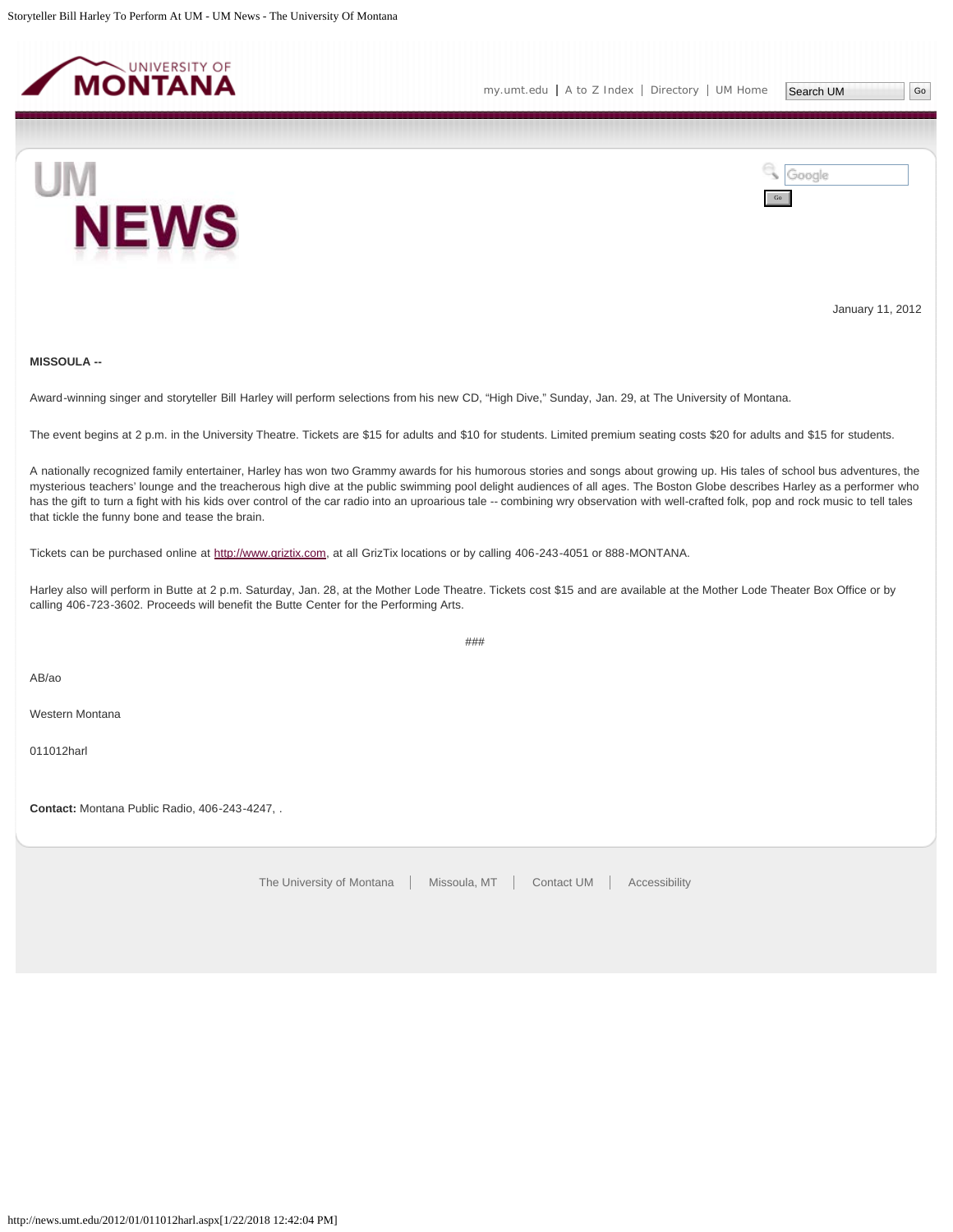January 11, 2012

**MISSOULA --**

Award-winning singer and storyteller Bill Harley will perform selections from his new CD, “High Dive,” Sunday, Jan. 29, at The University of Montana.

The event begins at 2 p.m. in the University Theatre. Tickets are $15 for adults and $10 for students. Limited premium seating costs $20 for adults and $15 for students.

A nationally recognized family entertainer, Harley has won two Grammy awards for his humorous stories and songs about growing up. His tales of school bus adventures, the mysterious teachers' lounge and the treacherous high dive at the public swimming pool delight audiences of all ages. The Boston Globe describes Harley as a performer who has the gift to turn a fight with his kids over control of the car radio into an uproarious tale -- combining wry observation with well-crafted folk, pop and rock music to tell tales that tickle the funny bone and tease the brain.

Tickets can be purchased online at http://www.griztix.com, at all GrizTix locations or by calling 406-243-4051 or 888-MONTANA.

Harley also will perform in Butte at 2 p.m. Saturday, Jan. 28, at the Mother Lode Theatre. Tickets cost $15 and are available at the Mother Lode Theater Box Office or by calling 406-723-3602. Proceeds will benefit the Butte Center for the Performing Arts.

###

AB/ao

Western Montana

011012harl

**Contact:** Montana Public Radio, 406-243-4247, .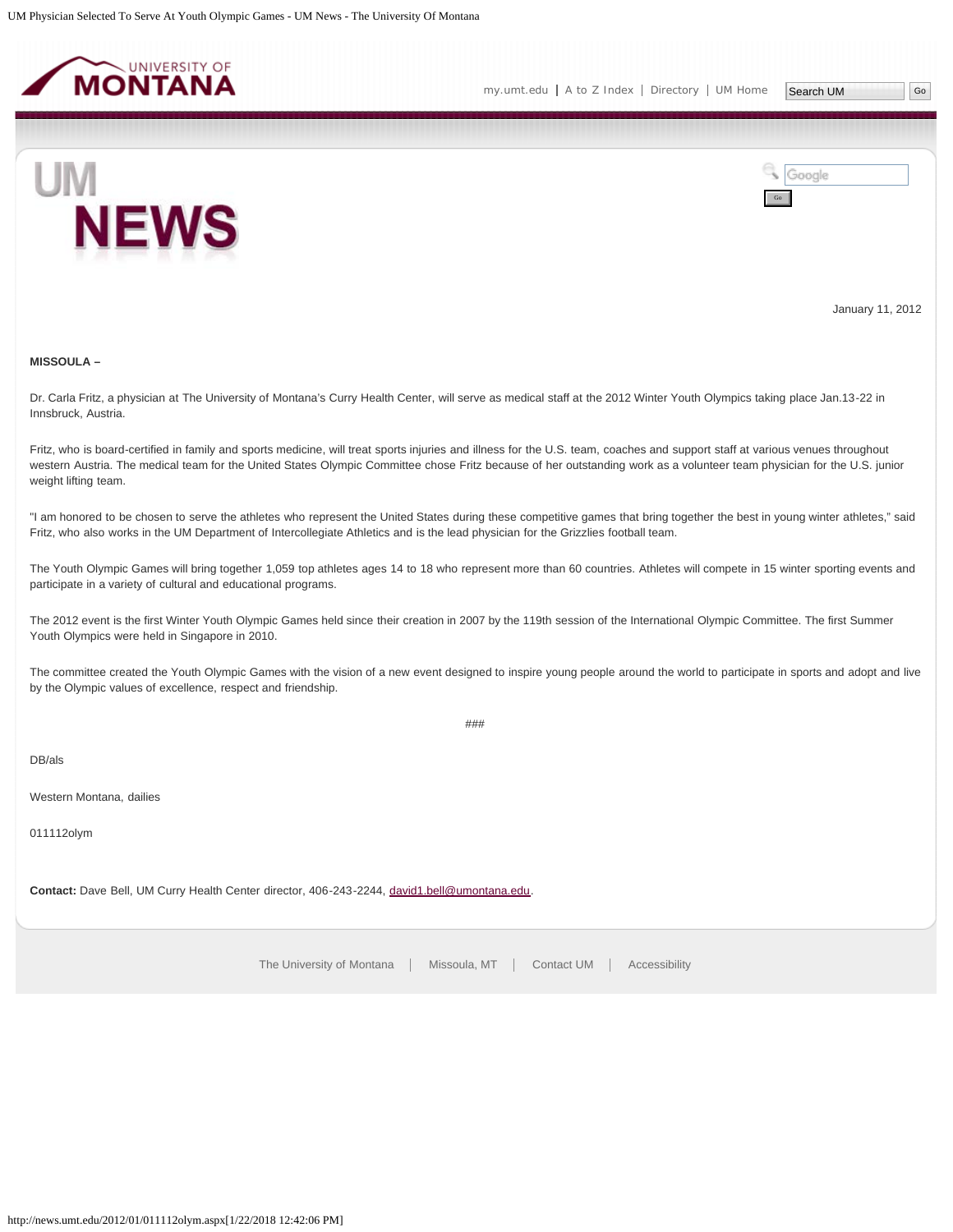January 11, 2012

**MISSOULA –**

Dr. Carla Fritz, a physician at The University of Montana's Curry Health Center, will serve as medical staff at the 2012 Winter Youth Olympics taking place Jan.13-22 in Innsbruck, Austria.

Fritz, who is board-certified in family and sports medicine, will treat sports injuries and illness for the U.S. team, coaches and support staff at various venues throughout western Austria. The medical team for the United States Olympic Committee chose Fritz because of her outstanding work as a volunteer team physician for the U.S. junior weight lifting team.

"I am honored to be chosen to serve the athletes who represent the United States during these competitive games that bring together the best in young winter athletes," said Fritz, who also works in the UM Department of Intercollegiate Athletics and is the lead physician for the Grizzlies football team.

The Youth Olympic Games will bring together 1,059 top athletes ages 14 to 18 who represent more than 60 countries. Athletes will compete in 15 winter sporting events and participate in a variety of cultural and educational programs.

The 2012 event is the first Winter Youth Olympic Games held since their creation in 2007 by the 119th session of the International Olympic Committee. The first Summer Youth Olympics were held in Singapore in 2010.

The committee created the Youth Olympic Games with the vision of a new event designed to inspire young people around the world to participate in sports and adopt and live by the Olympic values of excellence, respect and friendship.

###

DB/als

Western Montana, dailies

011112olym

**Contact:** Dave Bell, UM Curry Health Center director, 406-243-2244, david1.bell@umontana.edu.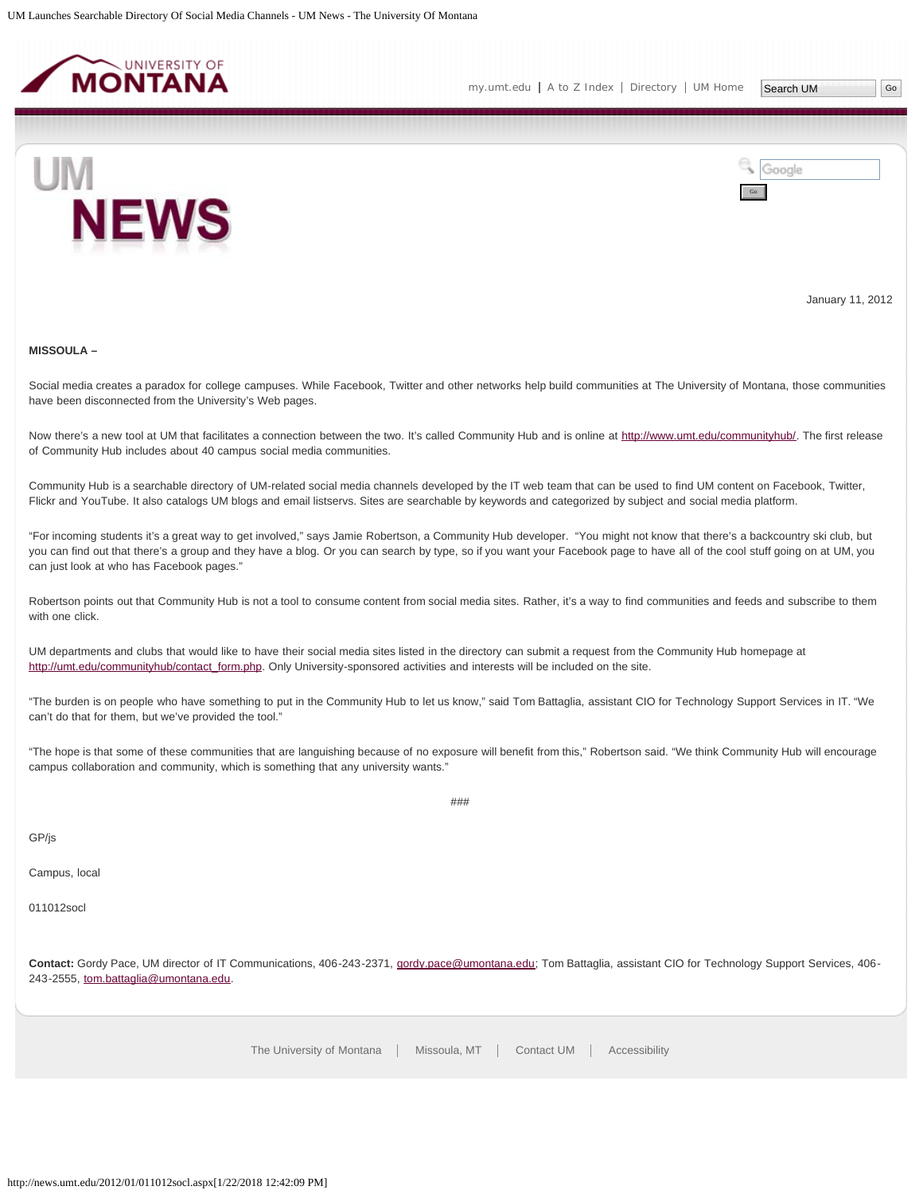January 11, 2012

**MISSOULA –**

Social media creates a paradox for college campuses. While Facebook, Twitter and other networks help build communities at The University of Montana, those communities have been disconnected from the University's Web pages.

Now there's a new tool at UM that facilitates a connection between the two. It's called Community Hub and is online at http://www.umt.edu/communityhub/. The first release of Community Hub includes about 40 campus social media communities.

Community Hub is a searchable directory of UM-related social media channels developed by the IT web team that can be used to find UM content on Facebook, Twitter, Flickr and YouTube. It also catalogs UM blogs and email listservs. Sites are searchable by keywords and categorized by subject and social media platform.

"For incoming students it's a great way to get involved," says Jamie Robertson, a Community Hub developer. "You might not know that there's a backcountry ski club, but you can find out that there's a group and they have a blog. Or you can search by type, so if you want your Facebook page to have all of the cool stuff going on at UM, you can just look at who has Facebook pages."

Robertson points out that Community Hub is not a tool to consume content from social media sites. Rather, it's a way to find communities and feeds and subscribe to them with one click.

UM departments and clubs that would like to have their social media sites listed in the directory can submit a request from the Community Hub homepage at http://umt.edu/communityhub/contact_form.php. Only University-sponsored activities and interests will be included on the site.

"The burden is on people who have something to put in the Community Hub to let us know," said Tom Battaglia, assistant CIO for Technology Support Services in IT. "We can't do that for them, but we've provided the tool."

"The hope is that some of these communities that are languishing because of no exposure will benefit from this," Robertson said. "We think Community Hub will encourage campus collaboration and community, which is something that any university wants."

###

GP/js

Campus, local

011012socl

**Contact:** Gordy Pace, UM director of IT Communications, 406-243-2371, gordy.pace@umontana.edu; Tom Battaglia, assistant CIO for Technology Support Services, 406-243-2555, tom.battaglia@umontana.edu.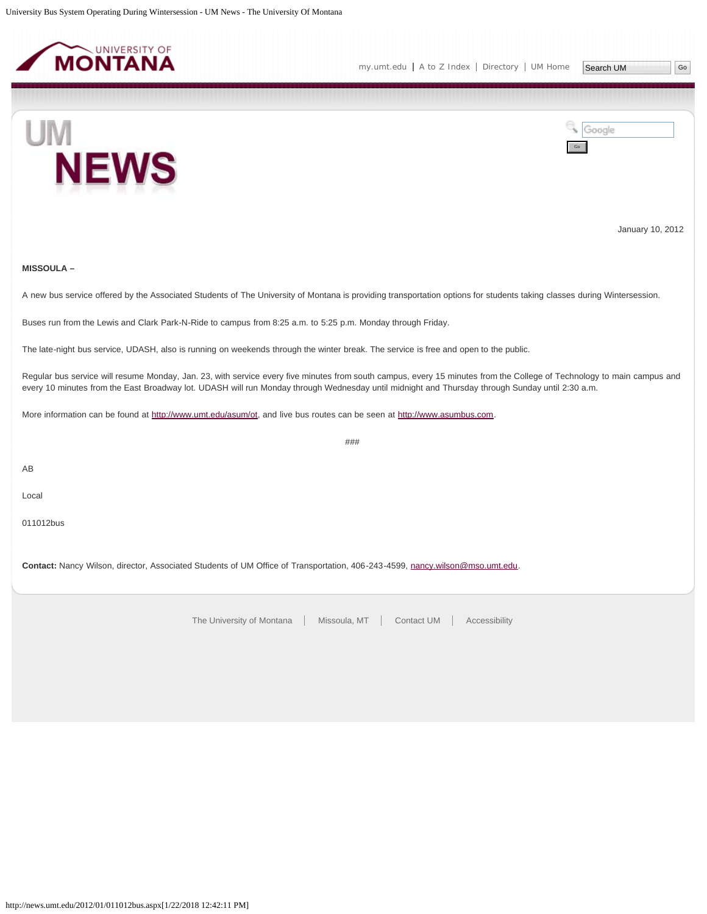January 10, 2012

**MISSOULA –**

A new bus service offered by the Associated Students of The University of Montana is providing transportation options for students taking classes during Wintersession.

Buses run from the Lewis and Clark Park-N-Ride to campus from 8:25 a.m. to 5:25 p.m. Monday through Friday.

The late-night bus service, UDASH, also is running on weekends through the winter break. The service is free and open to the public.

Regular bus service will resume Monday, Jan. 23, with service every five minutes from south campus, every 15 minutes from the College of Technology to main campus and every 10 minutes from the East Broadway lot. UDASH will run Monday through Wednesday until midnight and Thursday through Sunday until 2:30 a.m.

More information can be found at http://www.umt.edu/asum/ot, and live bus routes can be seen at http://www.asumbus.com.

###

AB

Local

011012bus

**Contact:** Nancy Wilson, director, Associated Students of UM Office of Transportation, 406-243-4599, nancy.wilson@mso.umt.edu.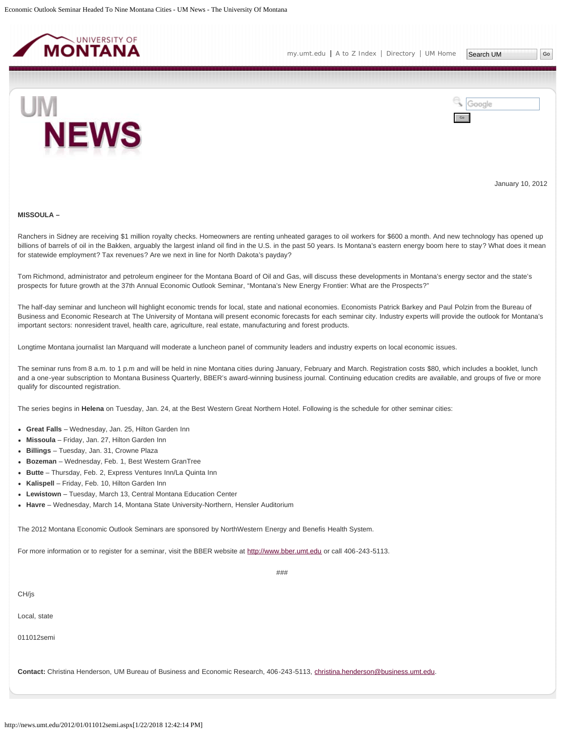January 10, 2012

**MISSOULA –**

Ranchers in Sidney are receiving $1 million royalty checks. Homeowners are renting unheated garages to oil workers for $600 a month. And new technology has opened up billions of barrels of oil in the Bakken, arguably the largest inland oil find in the U.S. in the past 50 years. Is Montana's eastern energy boom here to stay? What does it mean for statewide employment? Tax revenues? Are we next in line for North Dakota's payday?

Tom Richmond, administrator and petroleum engineer for the Montana Board of Oil and Gas, will discuss these developments in Montana's energy sector and the state's prospects for future growth at the 37th Annual Economic Outlook Seminar, "Montana's New Energy Frontier: What are the Prospects?"

The half-day seminar and luncheon will highlight economic trends for local, state and national economies. Economists Patrick Barkey and Paul Polzin from the Bureau of Business and Economic Research at The University of Montana will present economic forecasts for each seminar city. Industry experts will provide the outlook for Montana's important sectors: nonresident travel, health care, agriculture, real estate, manufacturing and forest products.

Longtime Montana journalist Ian Marquand will moderate a luncheon panel of community leaders and industry experts on local economic issues.

The seminar runs from 8 a.m. to 1 p.m and will be held in nine Montana cities during January, February and March. Registration costs $80, which includes a booklet, lunch and a one-year subscription to Montana Business Quarterly, BBER's award-winning business journal. Continuing education credits are available, and groups of five or more qualify for discounted registration.

The series begins in **Helena** on Tuesday, Jan. 24, at the Best Western Great Northern Hotel. Following is the schedule for other seminar cities:

- **Great Falls** – Wednesday, Jan. 25, Hilton Garden Inn
- **Missoula** – Friday, Jan. 27, Hilton Garden Inn
- **Billings** – Tuesday, Jan. 31, Crowne Plaza
- **Bozeman** – Wednesday, Feb. 1, Best Western GranTree
- **Butte** – Thursday, Feb. 2, Express Ventures Inn/La Quinta Inn
- **Kalispell** – Friday, Feb. 10, Hilton Garden Inn
- **Lewistown** – Tuesday, March 13, Central Montana Education Center
- **Havre** – Wednesday, March 14, Montana State University-Northern, Hensler Auditorium

The 2012 Montana Economic Outlook Seminars are sponsored by NorthWestern Energy and Benefis Health System.

For more information or to register for a seminar, visit the BBER website at http://www.bber.umt.edu or call 406-243-5113.

###

CH/js

Local, state

011012semi

**Contact:** Christina Henderson, UM Bureau of Business and Economic Research, 406-243-5113, christina.henderson@business.umt.edu.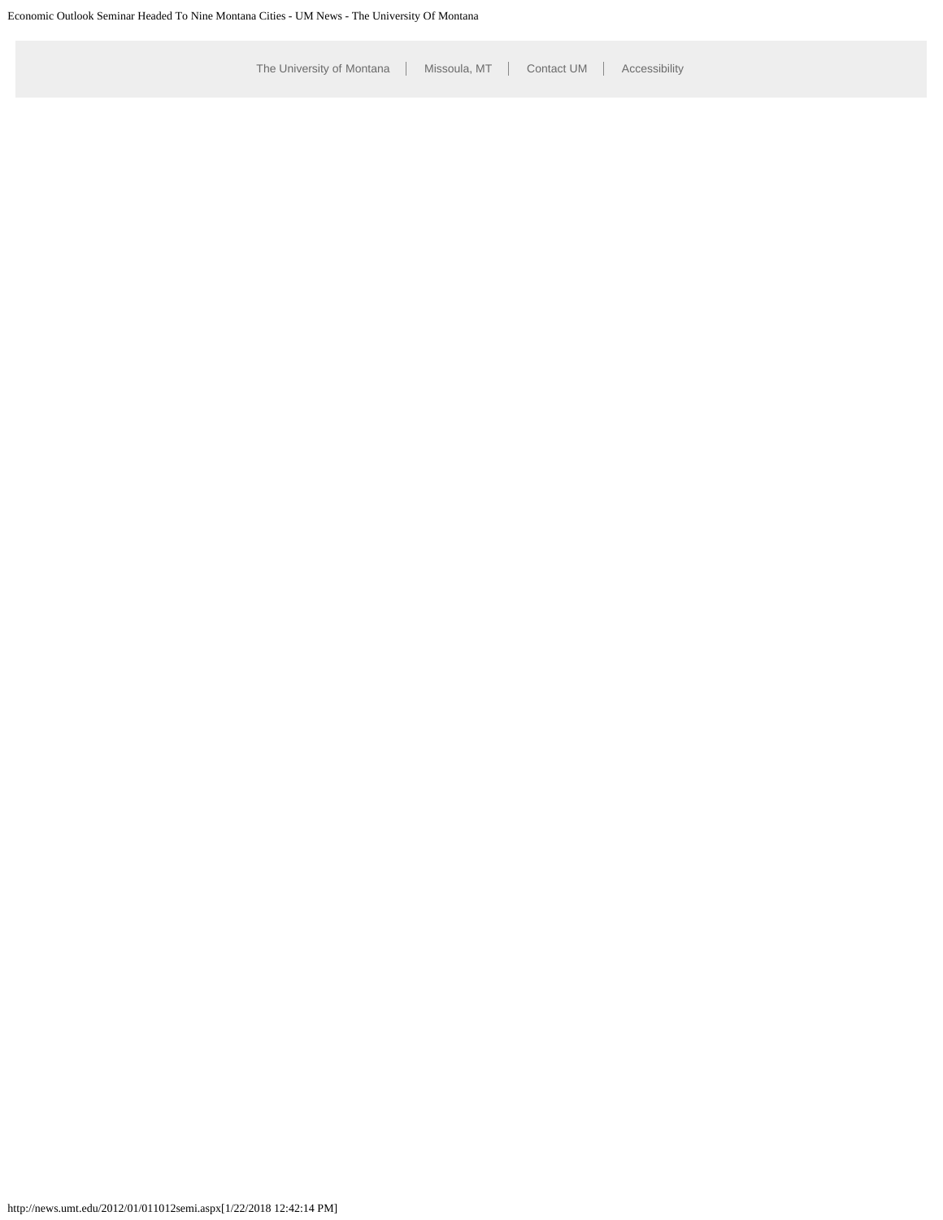The University of Montana | Missoula, MT | Contact UM | Accessibility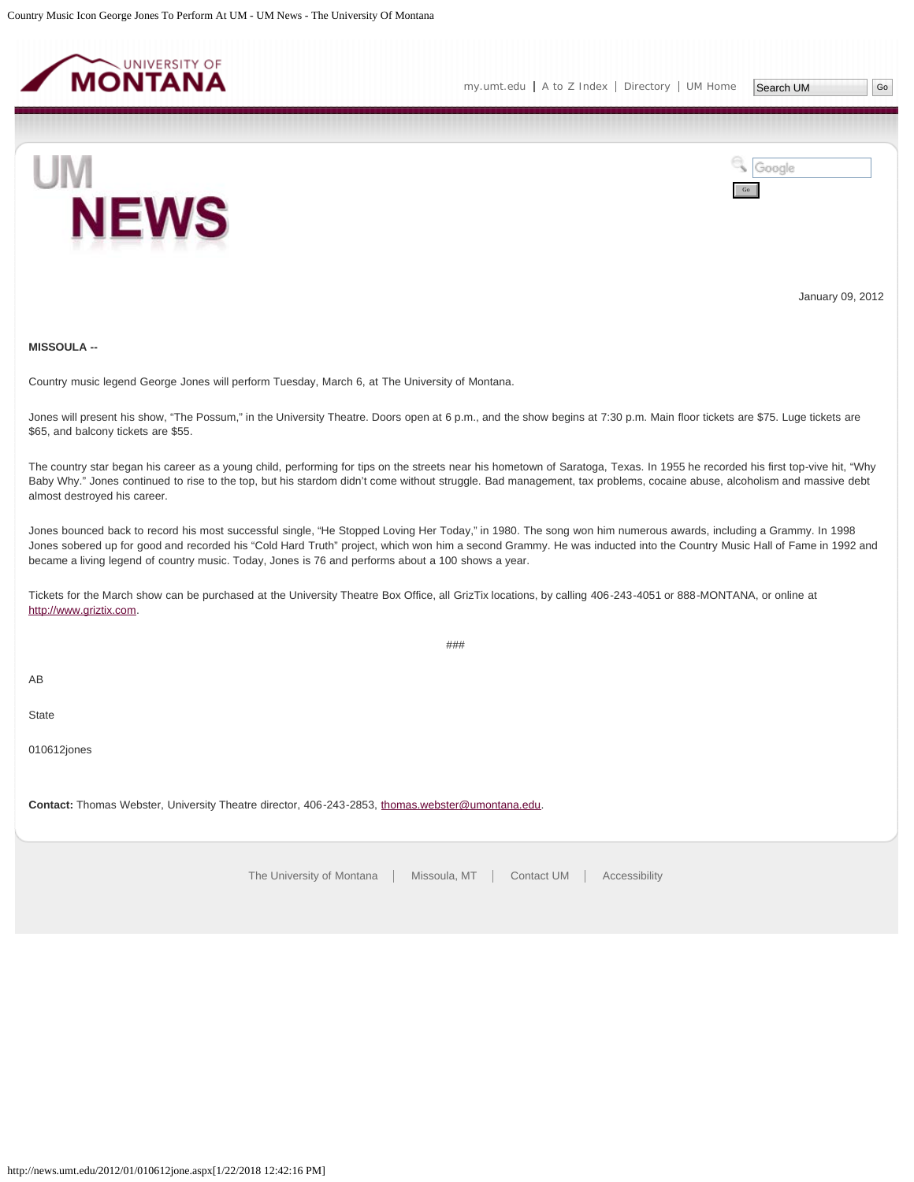January 09, 2012

**MISSOULA --**

Country music legend George Jones will perform Tuesday, March 6, at The University of Montana.

Jones will present his show, “The Possum,” in the University Theatre. Doors open at 6 p.m., and the show begins at 7:30 p.m. Main floor tickets are $75. Luge tickets are $65, and balcony tickets are $55.

The country star began his career as a young child, performing for tips on the streets near his hometown of Saratoga, Texas. In 1955 he recorded his first top-vive hit, “Why Baby Why.” Jones continued to rise to the top, but his stardom didn’t come without struggle. Bad management, tax problems, cocaine abuse, alcoholism and massive debt almost destroyed his career.

Jones bounced back to record his most successful single, “He Stopped Loving Her Today,” in 1980. The song won him numerous awards, including a Grammy. In 1998 Jones sobered up for good and recorded his “Cold Hard Truth” project, which won him a second Grammy. He was inducted into the Country Music Hall of Fame in 1992 and became a living legend of country music. Today, Jones is 76 and performs about a 100 shows a year.

Tickets for the March show can be purchased at the University Theatre Box Office, all GrizTix locations, by calling 406-243-4051 or 888-MONTANA, or online at http://www.griztix.com.

###

AB

State

010612jones

**Contact:** Thomas Webster, University Theatre director, 406-243-2853, thomas.webster@umontana.edu.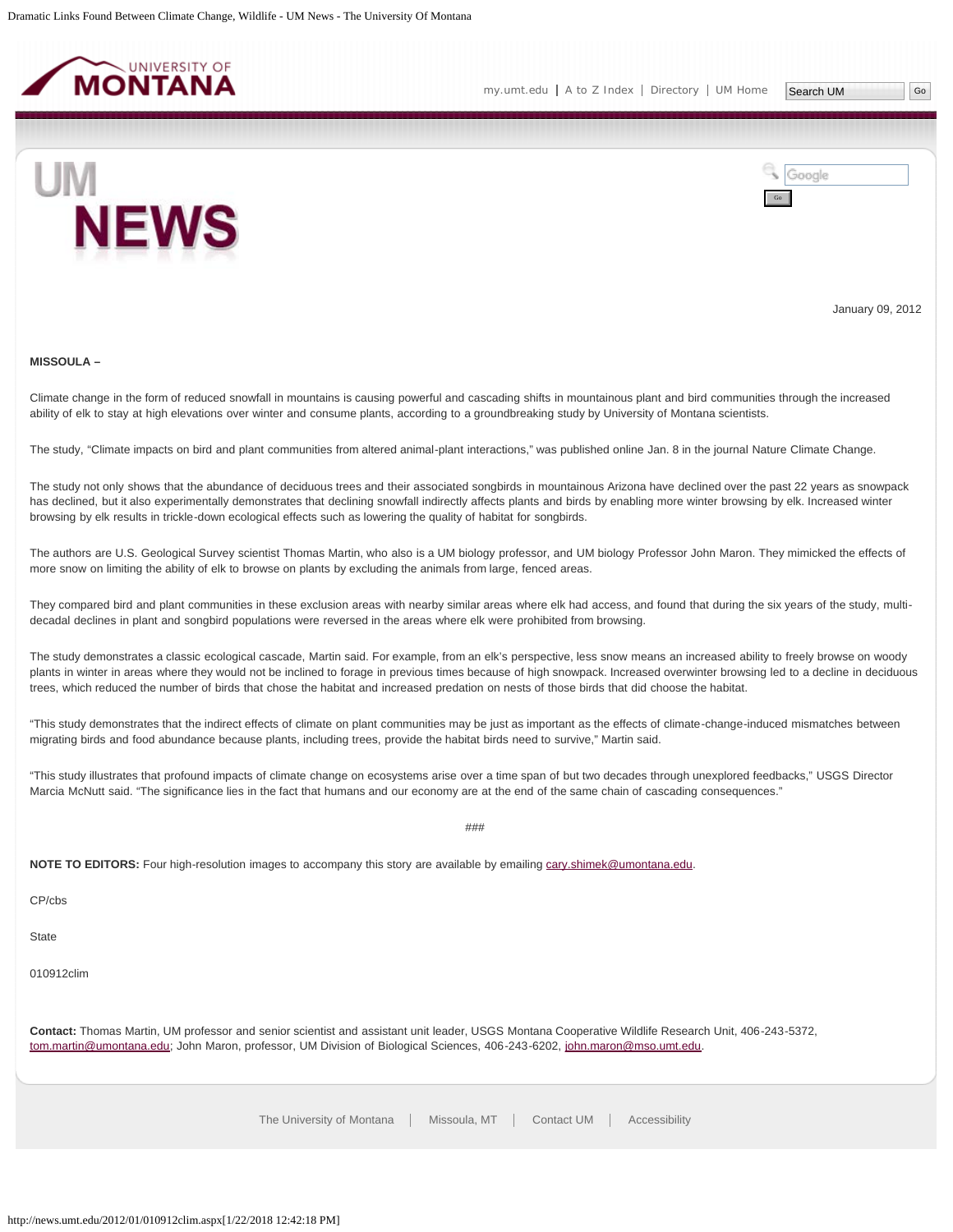January 09, 2012

**MISSOULA –**

Climate change in the form of reduced snowfall in mountains is causing powerful and cascading shifts in mountainous plant and bird communities through the increased ability of elk to stay at high elevations over winter and consume plants, according to a groundbreaking study by University of Montana scientists.

The study, "Climate impacts on bird and plant communities from altered animal-plant interactions," was published online Jan. 8 in the journal Nature Climate Change.

The study not only shows that the abundance of deciduous trees and their associated songbirds in mountainous Arizona have declined over the past 22 years as snowpack has declined, but it also experimentally demonstrates that declining snowfall indirectly affects plants and birds by enabling more winter browsing by elk. Increased winter browsing by elk results in trickle-down ecological effects such as lowering the quality of habitat for songbirds.

The authors are U.S. Geological Survey scientist Thomas Martin, who also is a UM biology professor, and UM biology Professor John Maron. They mimicked the effects of more snow on limiting the ability of elk to browse on plants by excluding the animals from large, fenced areas.

They compared bird and plant communities in these exclusion areas with nearby similar areas where elk had access, and found that during the six years of the study, multi-decadal declines in plant and songbird populations were reversed in the areas where elk were prohibited from browsing.

The study demonstrates a classic ecological cascade, Martin said. For example, from an elk's perspective, less snow means an increased ability to freely browse on woody plants in winter in areas where they would not be inclined to forage in previous times because of high snowpack. Increased overwinter browsing led to a decline in deciduous trees, which reduced the number of birds that chose the habitat and increased predation on nests of those birds that did choose the habitat.

"This study demonstrates that the indirect effects of climate on plant communities may be just as important as the effects of climate-change-induced mismatches between migrating birds and food abundance because plants, including trees, provide the habitat birds need to survive," Martin said.

"This study illustrates that profound impacts of climate change on ecosystems arise over a time span of but two decades through unexplored feedbacks," USGS Director Marcia McNutt said. "The significance lies in the fact that humans and our economy are at the end of the same chain of cascading consequences."

###

**NOTE TO EDITORS:** Four high-resolution images to accompany this story are available by emailing cary.shimek@umontana.edu.

CP/cbs

State

010912clim

**Contact:** Thomas Martin, UM professor and senior scientist and assistant unit leader, USGS Montana Cooperative Wildlife Research Unit, 406-243-5372, tom.martin@umontana.edu; John Maron, professor, UM Division of Biological Sciences, 406-243-6202, john.maron@mso.umt.edu.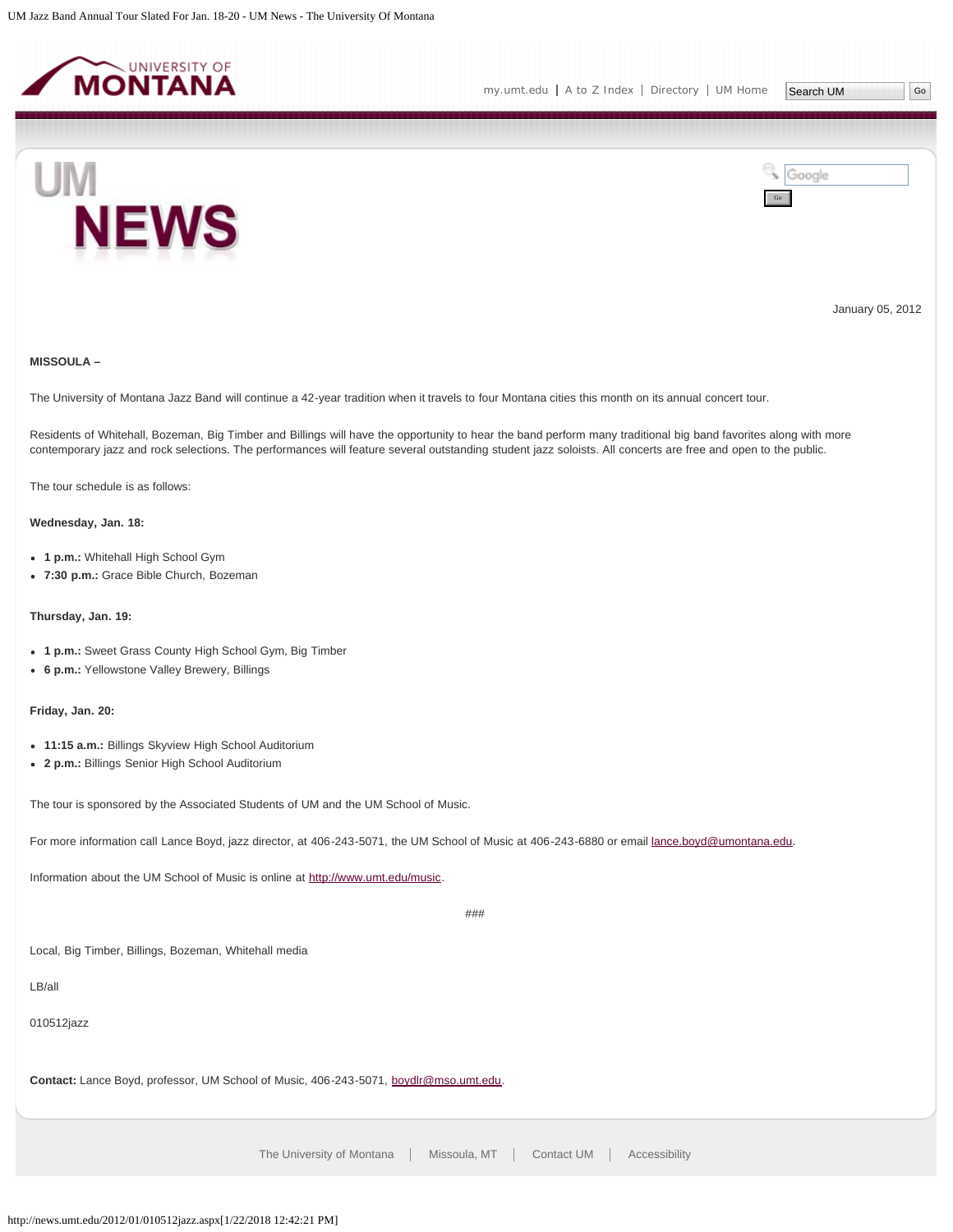January 05, 2012

**MISSOULA –**

The University of Montana Jazz Band will continue a 42-year tradition when it travels to four Montana cities this month on its annual concert tour.

Residents of Whitehall, Bozeman, Big Timber and Billings will have the opportunity to hear the band perform many traditional big band favorites along with more contemporary jazz and rock selections. The performances will feature several outstanding student jazz soloists. All concerts are free and open to the public.

The tour schedule is as follows:

**Wednesday, Jan. 18:**

- **1 p.m.:** Whitehall High School Gym
- **7:30 p.m.:** Grace Bible Church, Bozeman

**Thursday, Jan. 19:**

- **1 p.m.:** Sweet Grass County High School Gym, Big Timber
- **6 p.m.:** Yellowstone Valley Brewery, Billings

**Friday, Jan. 20:**

- **11:15 a.m.:** Billings Skyview High School Auditorium
- **2 p.m.:** Billings Senior High School Auditorium

The tour is sponsored by the Associated Students of UM and the UM School of Music.

For more information call Lance Boyd, jazz director, at 406-243-5071, the UM School of Music at 406-243-6880 or email lance.boyd@umontana.edu.

Information about the UM School of Music is online at http://www.umt.edu/music.

###

Local, Big Timber, Billings, Bozeman, Whitehall media

LB/all

010512jazz

**Contact:** Lance Boyd, professor, UM School of Music, 406-243-5071, boydlr@mso.umt.edu.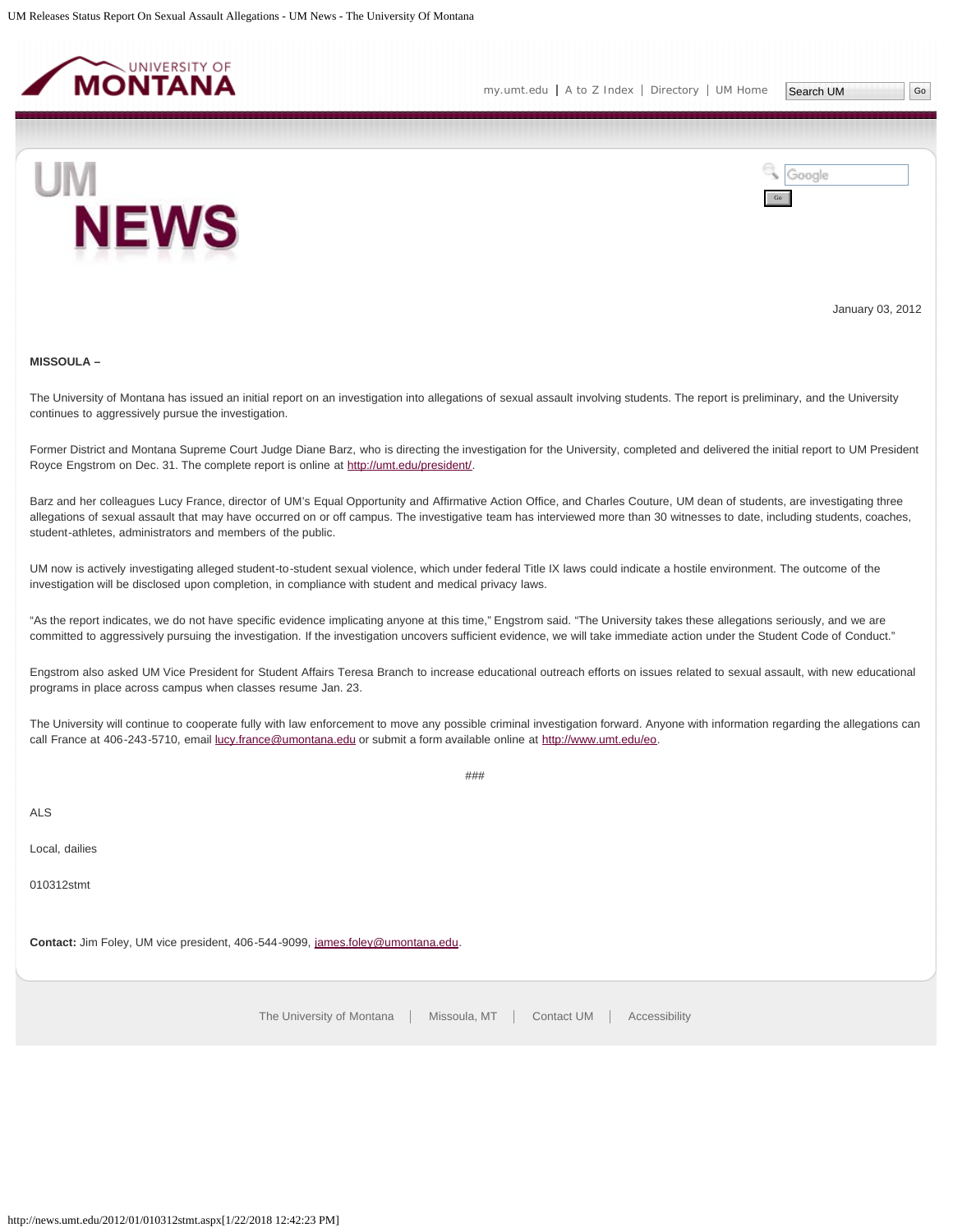January 03, 2012

**MISSOULA –**

The University of Montana has issued an initial report on an investigation into allegations of sexual assault involving students. The report is preliminary, and the University continues to aggressively pursue the investigation.

Former District and Montana Supreme Court Judge Diane Barz, who is directing the investigation for the University, completed and delivered the initial report to UM President Royce Engstrom on Dec. 31. The complete report is online at http://umt.edu/president/.

Barz and her colleagues Lucy France, director of UM's Equal Opportunity and Affirmative Action Office, and Charles Couture, UM dean of students, are investigating three allegations of sexual assault that may have occurred on or off campus. The investigative team has interviewed more than 30 witnesses to date, including students, coaches, student-athletes, administrators and members of the public.

UM now is actively investigating alleged student-to-student sexual violence, which under federal Title IX laws could indicate a hostile environment. The outcome of the investigation will be disclosed upon completion, in compliance with student and medical privacy laws.

"As the report indicates, we do not have specific evidence implicating anyone at this time," Engstrom said. "The University takes these allegations seriously, and we are committed to aggressively pursuing the investigation. If the investigation uncovers sufficient evidence, we will take immediate action under the Student Code of Conduct."

Engstrom also asked UM Vice President for Student Affairs Teresa Branch to increase educational outreach efforts on issues related to sexual assault, with new educational programs in place across campus when classes resume Jan. 23.

The University will continue to cooperate fully with law enforcement to move any possible criminal investigation forward. Anyone with information regarding the allegations can call France at 406-243-5710, email lucy.france@umontana.edu or submit a form available online at http://www.umt.edu/eo.

###

ALS

Local, dailies

010312stmt

**Contact:** Jim Foley, UM vice president, 406-544-9099, james.foley@umontana.edu.